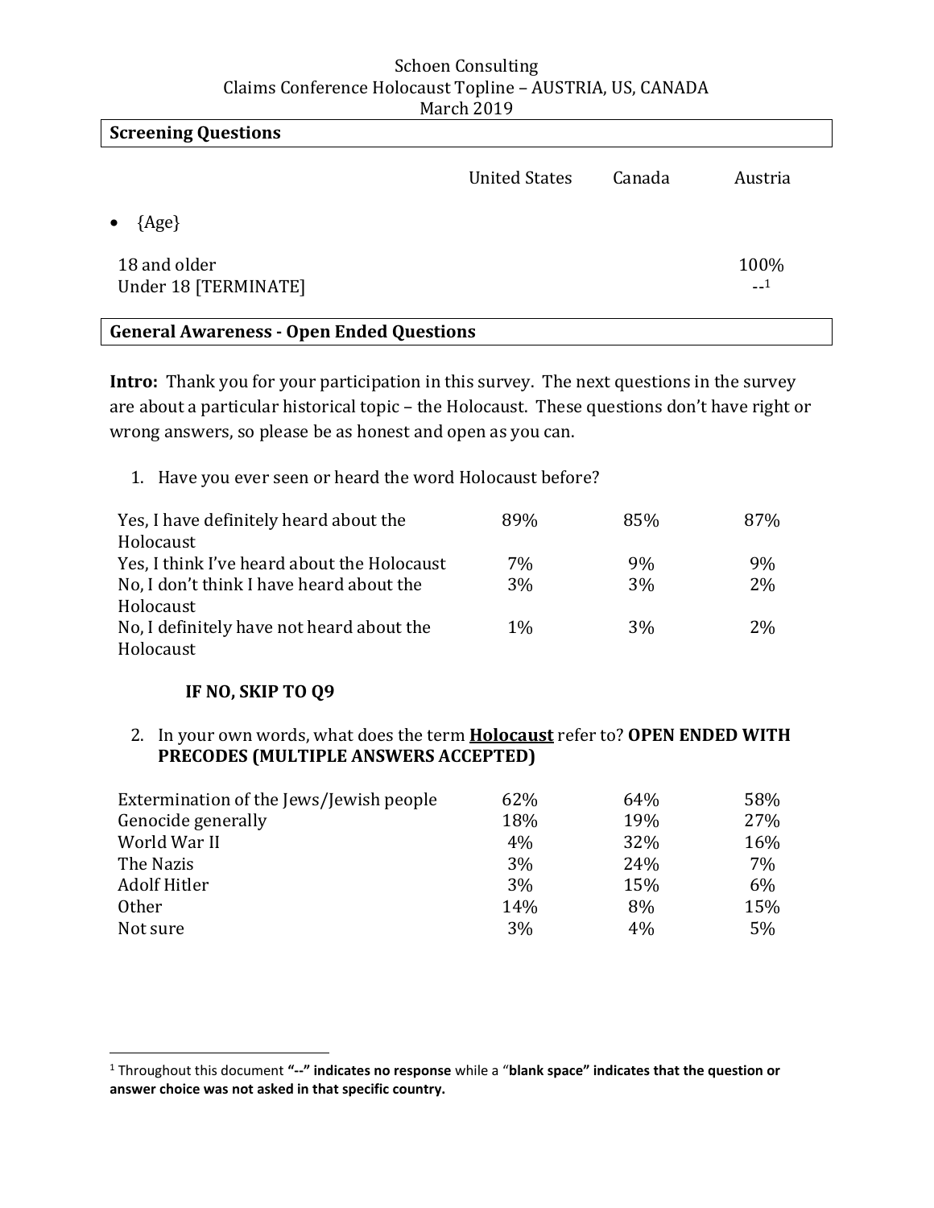Schoen Consulting
Claims Conference Holocaust Topline – AUSTRIA, US, CANADA
March 2019

## Screening Questions

| | United States | Canada | Austria |
|---|---|---|---|
| • {Age} | | | |
| 18 and older | | | 100% |
| Under 18 [TERMINATE] | | | --[1] |

## General Awareness - Open Ended Questions

**Intro:** Thank you for your participation in this survey. The next questions in the survey are about a particular historical topic – the Holocaust. These questions don't have right or wrong answers, so please be as honest and open as you can.

1. Have you ever seen or heard the word Holocaust before?

| | United States | Canada | Austria |
|---|---|---|---|
| Yes, I have definitely heard about the Holocaust | 89% | 85% | 87% |
| Yes, I think I've heard about the Holocaust | 7% | 9% | 9% |
| No, I don't think I have heard about the Holocaust | 3% | 3% | 2% |
| No, I definitely have not heard about the Holocaust | 1% | 3% | 2% |

**IF NO, SKIP TO Q9**

2. In your own words, what does the term **Holocaust** refer to? **OPEN ENDED WITH PRECODES (MULTIPLE ANSWERS ACCEPTED)**

| | United States | Canada | Austria |
|---|---|---|---|
| Extermination of the Jews/Jewish people | 62% | 64% | 58% |
| Genocide generally | 18% | 19% | 27% |
| World War II | 4% | 32% | 16% |
| The Nazis | 3% | 24% | 7% |
| Adolf Hitler | 3% | 15% | 6% |
| Other | 14% | 8% | 15% |
| Not sure | 3% | 4% | 5% |

[1] Throughout this document **"--" indicates no response** while a "**blank space" indicates that the question or answer choice was not asked in that specific country.**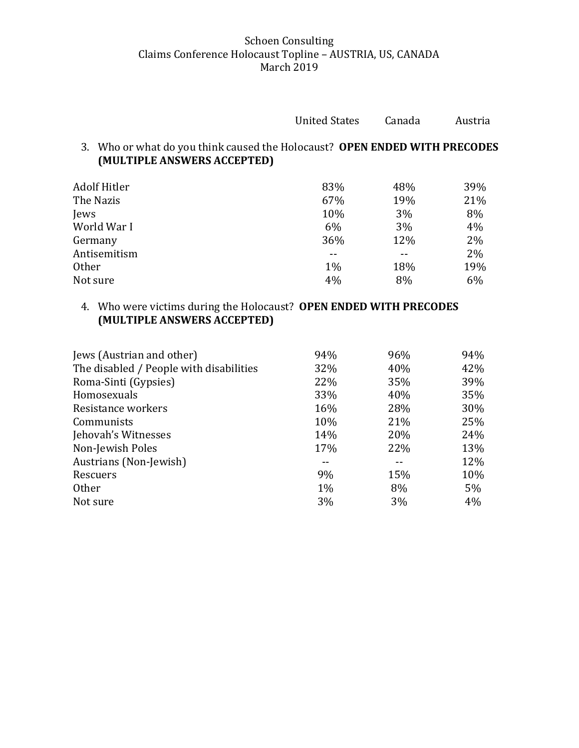Schoen Consulting
Claims Conference Holocaust Topline – AUSTRIA, US, CANADA
March 2019

3. Who or what do you think caused the Holocaust? **OPEN ENDED WITH PRECODES (MULTIPLE ANSWERS ACCEPTED)**

| | United States | Canada | Austria |
|---|---|---|---|
| Adolf Hitler | 83% | 48% | 39% |
| The Nazis | 67% | 19% | 21% |
| Jews | 10% | 3% | 8% |
| World War I | 6% | 3% | 4% |
| Germany | 36% | 12% | 2% |
| Antisemitism | -- | -- | 2% |
| Other | 1% | 18% | 19% |
| Not sure | 4% | 8% | 6% |

4. Who were victims during the Holocaust? **OPEN ENDED WITH PRECODES (MULTIPLE ANSWERS ACCEPTED)**

| | United States | Canada | Austria |
|---|---|---|---|
| Jews (Austrian and other) | 94% | 96% | 94% |
| The disabled / People with disabilities | 32% | 40% | 42% |
| Roma-Sinti (Gypsies) | 22% | 35% | 39% |
| Homosexuals | 33% | 40% | 35% |
| Resistance workers | 16% | 28% | 30% |
| Communists | 10% | 21% | 25% |
| Jehovah's Witnesses | 14% | 20% | 24% |
| Non-Jewish Poles | 17% | 22% | 13% |
| Austrians (Non-Jewish) | -- | -- | 12% |
| Rescuers | 9% | 15% | 10% |
| Other | 1% | 8% | 5% |
| Not sure | 3% | 3% | 4% |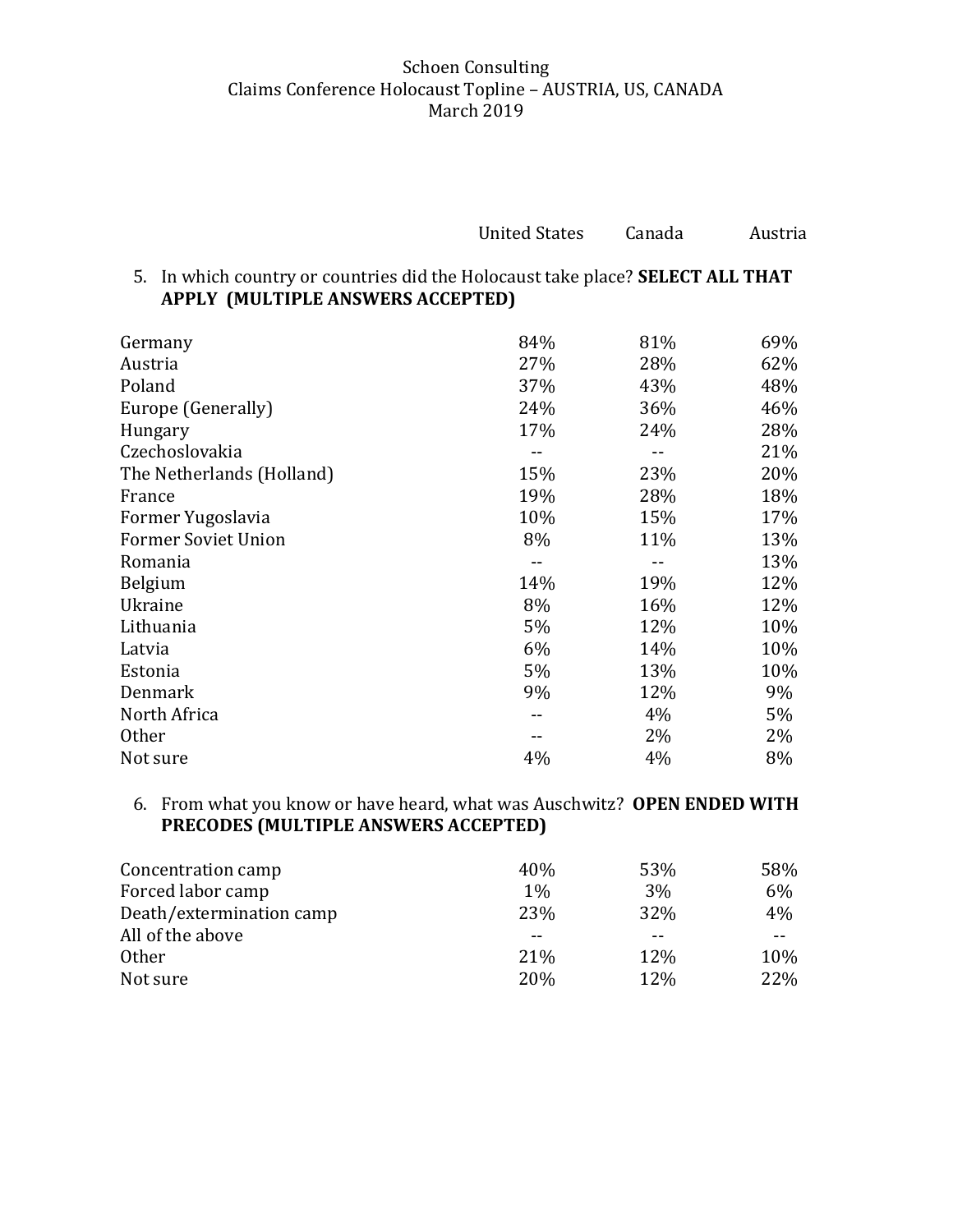Schoen Consulting
Claims Conference Holocaust Topline – AUSTRIA, US, CANADA
March 2019

5. In which country or countries did the Holocaust take place? **SELECT ALL THAT APPLY (MULTIPLE ANSWERS ACCEPTED)**

| | United States | Canada | Austria |
|---|---|---|---|
| Germany | 84% | 81% | 69% |
| Austria | 27% | 28% | 62% |
| Poland | 37% | 43% | 48% |
| Europe (Generally) | 24% | 36% | 46% |
| Hungary | 17% | 24% | 28% |
| Czechoslovakia | -- | -- | 21% |
| The Netherlands (Holland) | 15% | 23% | 20% |
| France | 19% | 28% | 18% |
| Former Yugoslavia | 10% | 15% | 17% |
| Former Soviet Union | 8% | 11% | 13% |
| Romania | -- | -- | 13% |
| Belgium | 14% | 19% | 12% |
| Ukraine | 8% | 16% | 12% |
| Lithuania | 5% | 12% | 10% |
| Latvia | 6% | 14% | 10% |
| Estonia | 5% | 13% | 10% |
| Denmark | 9% | 12% | 9% |
| North Africa | -- | 4% | 5% |
| Other | -- | 2% | 2% |
| Not sure | 4% | 4% | 8% |

6. From what you know or have heard, what was Auschwitz? **OPEN ENDED WITH PRECODES (MULTIPLE ANSWERS ACCEPTED)**

| | United States | Canada | Austria |
|---|---|---|---|
| Concentration camp | 40% | 53% | 58% |
| Forced labor camp | 1% | 3% | 6% |
| Death/extermination camp | 23% | 32% | 4% |
| All of the above | -- | -- | -- |
| Other | 21% | 12% | 10% |
| Not sure | 20% | 12% | 22% |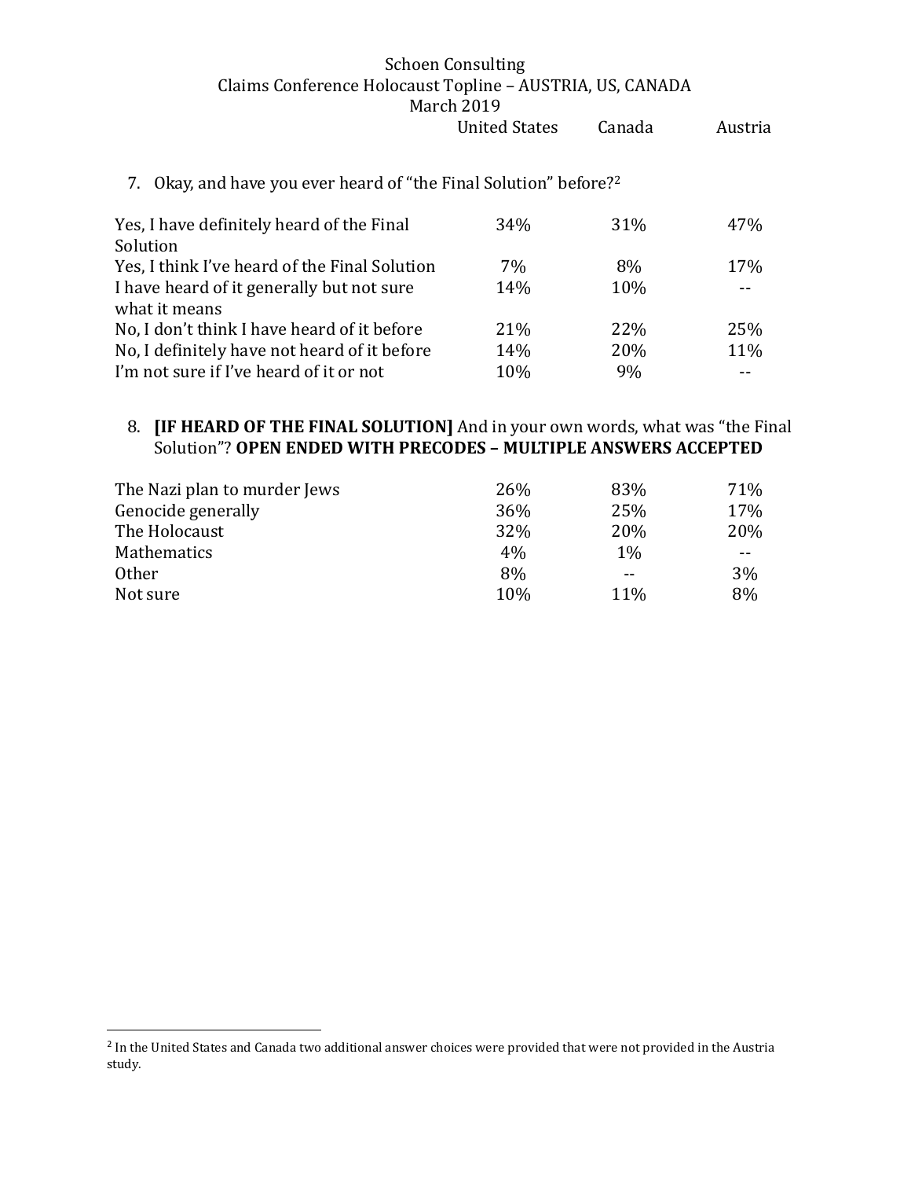Schoen Consulting
Claims Conference Holocaust Topline – AUSTRIA, US, CANADA
March 2019

7. Okay, and have you ever heard of "the Final Solution" before?[2]

| | United States | Canada | Austria |
|---|---|---|---|
| Yes, I have definitely heard of the Final Solution | 34% | 31% | 47% |
| Yes, I think I've heard of the Final Solution | 7% | 8% | 17% |
| I have heard of it generally but not sure what it means | 14% | 10% | -- |
| No, I don't think I have heard of it before | 21% | 22% | 25% |
| No, I definitely have not heard of it before | 14% | 20% | 11% |
| I'm not sure if I've heard of it or not | 10% | 9% | -- |

8. **[IF HEARD OF THE FINAL SOLUTION]** And in your own words, what was "the Final Solution"? **OPEN ENDED WITH PRECODES – MULTIPLE ANSWERS ACCEPTED**

| | United States | Canada | Austria |
|---|---|---|---|
| The Nazi plan to murder Jews | 26% | 83% | 71% |
| Genocide generally | 36% | 25% | 17% |
| The Holocaust | 32% | 20% | 20% |
| Mathematics | 4% | 1% | -- |
| Other | 8% | -- | 3% |
| Not sure | 10% | 11% | 8% |

[2] In the United States and Canada two additional answer choices were provided that were not provided in the Austria study.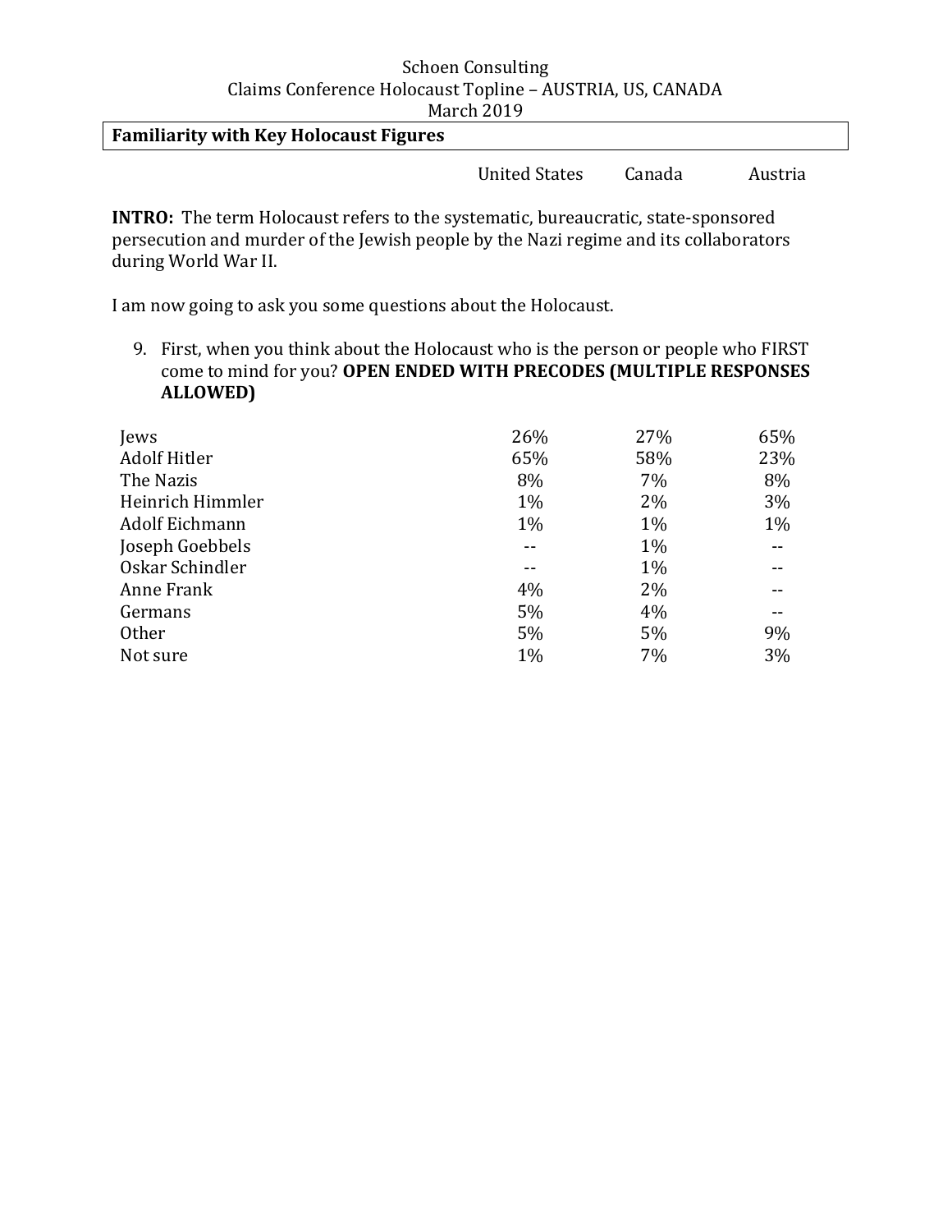Schoen Consulting
Claims Conference Holocaust Topline – AUSTRIA, US, CANADA
March 2019

**Familiarity with Key Holocaust Figures**

**INTRO:** The term Holocaust refers to the systematic, bureaucratic, state-sponsored persecution and murder of the Jewish people by the Nazi regime and its collaborators during World War II.

I am now going to ask you some questions about the Holocaust.

9. First, when you think about the Holocaust who is the person or people who FIRST come to mind for you? **OPEN ENDED WITH PRECODES (MULTIPLE RESPONSES ALLOWED)**

| | United States | Canada | Austria |
|---|---|---|---|
| Jews | 26% | 27% | 65% |
| Adolf Hitler | 65% | 58% | 23% |
| The Nazis | 8% | 7% | 8% |
| Heinrich Himmler | 1% | 2% | 3% |
| Adolf Eichmann | 1% | 1% | 1% |
| Joseph Goebbels | -- | 1% | -- |
| Oskar Schindler | -- | 1% | -- |
| Anne Frank | 4% | 2% | -- |
| Germans | 5% | 4% | -- |
| Other | 5% | 5% | 9% |
| Not sure | 1% | 7% | 3% |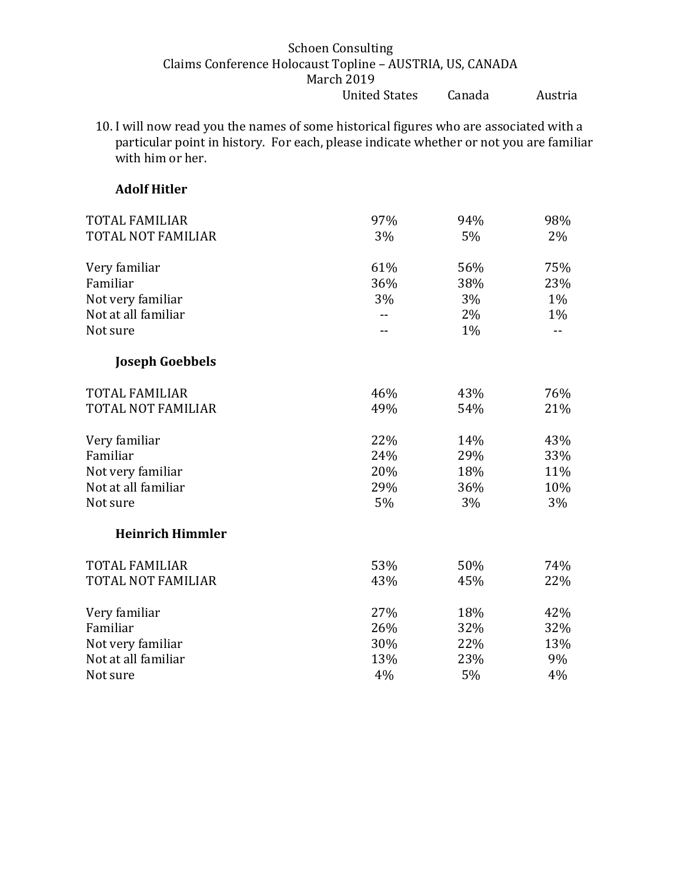Schoen Consulting
Claims Conference Holocaust Topline – AUSTRIA, US, CANADA
March 2019

10. I will now read you the names of some historical figures who are associated with a particular point in history. For each, please indicate whether or not you are familiar with him or her.

| | United States | Canada | Austria |
|---|---|---|---|
| **Adolf Hitler** | | | |
| TOTAL FAMILIAR | 97% | 94% | 98% |
| TOTAL NOT FAMILIAR | 3% | 5% | 2% |
| Very familiar | 61% | 56% | 75% |
| Familiar | 36% | 38% | 23% |
| Not very familiar | 3% | 3% | 1% |
| Not at all familiar | -- | 2% | 1% |
| Not sure | -- | 1% | -- |
| **Joseph Goebbels** | | | |
| TOTAL FAMILIAR | 46% | 43% | 76% |
| TOTAL NOT FAMILIAR | 49% | 54% | 21% |
| Very familiar | 22% | 14% | 43% |
| Familiar | 24% | 29% | 33% |
| Not very familiar | 20% | 18% | 11% |
| Not at all familiar | 29% | 36% | 10% |
| Not sure | 5% | 3% | 3% |
| **Heinrich Himmler** | | | |
| TOTAL FAMILIAR | 53% | 50% | 74% |
| TOTAL NOT FAMILIAR | 43% | 45% | 22% |
| Very familiar | 27% | 18% | 42% |
| Familiar | 26% | 32% | 32% |
| Not very familiar | 30% | 22% | 13% |
| Not at all familiar | 13% | 23% | 9% |
| Not sure | 4% | 5% | 4% |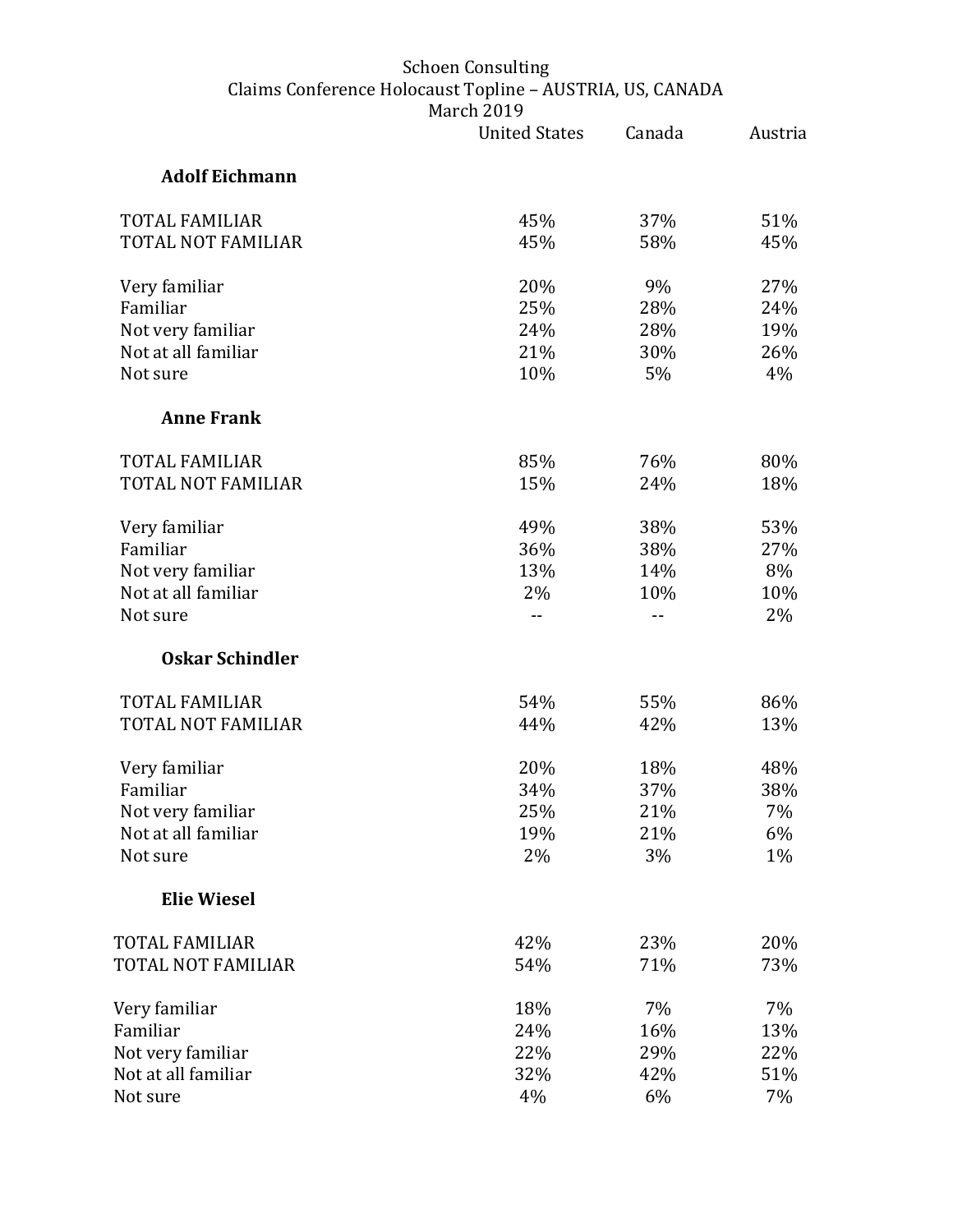Schoen Consulting
Claims Conference Holocaust Topline – AUSTRIA, US, CANADA
March 2019

| | United States | Canada | Austria |
|---|---|---|---|
| **Adolf Eichmann** | | | |
| TOTAL FAMILIAR | 45% | 37% | 51% |
| TOTAL NOT FAMILIAR | 45% | 58% | 45% |
| Very familiar | 20% | 9% | 27% |
| Familiar | 25% | 28% | 24% |
| Not very familiar | 24% | 28% | 19% |
| Not at all familiar | 21% | 30% | 26% |
| Not sure | 10% | 5% | 4% |
| **Anne Frank** | | | |
| TOTAL FAMILIAR | 85% | 76% | 80% |
| TOTAL NOT FAMILIAR | 15% | 24% | 18% |
| Very familiar | 49% | 38% | 53% |
| Familiar | 36% | 38% | 27% |
| Not very familiar | 13% | 14% | 8% |
| Not at all familiar | 2% | 10% | 10% |
| Not sure | -- | -- | 2% |
| **Oskar Schindler** | | | |
| TOTAL FAMILIAR | 54% | 55% | 86% |
| TOTAL NOT FAMILIAR | 44% | 42% | 13% |
| Very familiar | 20% | 18% | 48% |
| Familiar | 34% | 37% | 38% |
| Not very familiar | 25% | 21% | 7% |
| Not at all familiar | 19% | 21% | 6% |
| Not sure | 2% | 3% | 1% |
| **Elie Wiesel** | | | |
| TOTAL FAMILIAR | 42% | 23% | 20% |
| TOTAL NOT FAMILIAR | 54% | 71% | 73% |
| Very familiar | 18% | 7% | 7% |
| Familiar | 24% | 16% | 13% |
| Not very familiar | 22% | 29% | 22% |
| Not at all familiar | 32% | 42% | 51% |
| Not sure | 4% | 6% | 7% |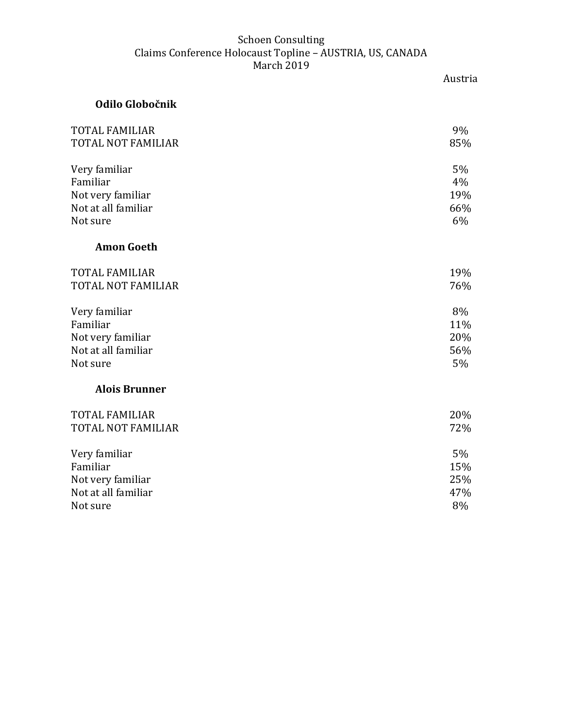Schoen Consulting
Claims Conference Holocaust Topline – AUSTRIA, US, CANADA
March 2019

### Odilo Globočnik

| | Austria |
|---|---|
| TOTAL FAMILIAR | 9% |
| TOTAL NOT FAMILIAR | 85% |
| | |
| Very familiar | 5% |
| Familiar | 4% |
| Not very familiar | 19% |
| Not at all familiar | 66% |
| Not sure | 6% |

### Amon Goeth

| | Austria |
|---|---|
| TOTAL FAMILIAR | 19% |
| TOTAL NOT FAMILIAR | 76% |
| | |
| Very familiar | 8% |
| Familiar | 11% |
| Not very familiar | 20% |
| Not at all familiar | 56% |
| Not sure | 5% |

### Alois Brunner

| | Austria |
|---|---|
| TOTAL FAMILIAR | 20% |
| TOTAL NOT FAMILIAR | 72% |
| | |
| Very familiar | 5% |
| Familiar | 15% |
| Not very familiar | 25% |
| Not at all familiar | 47% |
| Not sure | 8% |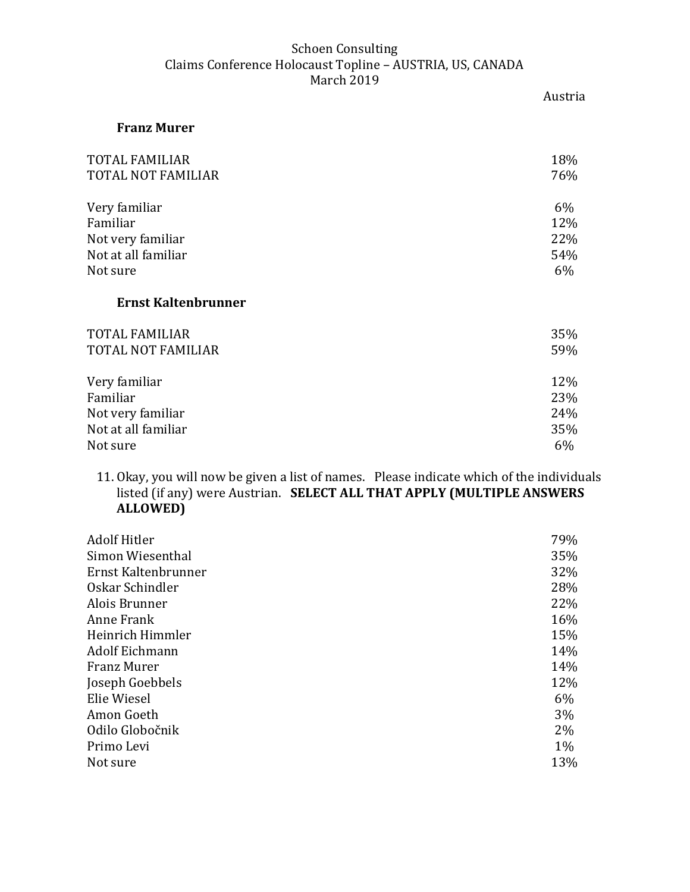| | Austria |
|---|---|
| **Franz Murer** | |
| TOTAL FAMILIAR | 18% |
| TOTAL NOT FAMILIAR | 76% |
| Very familiar | 6% |
| Familiar | 12% |
| Not very familiar | 22% |
| Not at all familiar | 54% |
| Not sure | 6% |
| **Ernst Kaltenbrunner** | |
| TOTAL FAMILIAR | 35% |
| TOTAL NOT FAMILIAR | 59% |
| Very familiar | 12% |
| Familiar | 23% |
| Not very familiar | 24% |
| Not at all familiar | 35% |
| Not sure | 6% |

11. Okay, you will now be given a list of names. Please indicate which of the individuals listed (if any) were Austrian. **SELECT ALL THAT APPLY (MULTIPLE ANSWERS ALLOWED)**

| | Austria |
|---|---|
| Adolf Hitler | 79% |
| Simon Wiesenthal | 35% |
| Ernst Kaltenbrunner | 32% |
| Oskar Schindler | 28% |
| Alois Brunner | 22% |
| Anne Frank | 16% |
| Heinrich Himmler | 15% |
| Adolf Eichmann | 14% |
| Franz Murer | 14% |
| Joseph Goebbels | 12% |
| Elie Wiesel | 6% |
| Amon Goeth | 3% |
| Odilo Globočnik | 2% |
| Primo Levi | 1% |
| Not sure | 13% |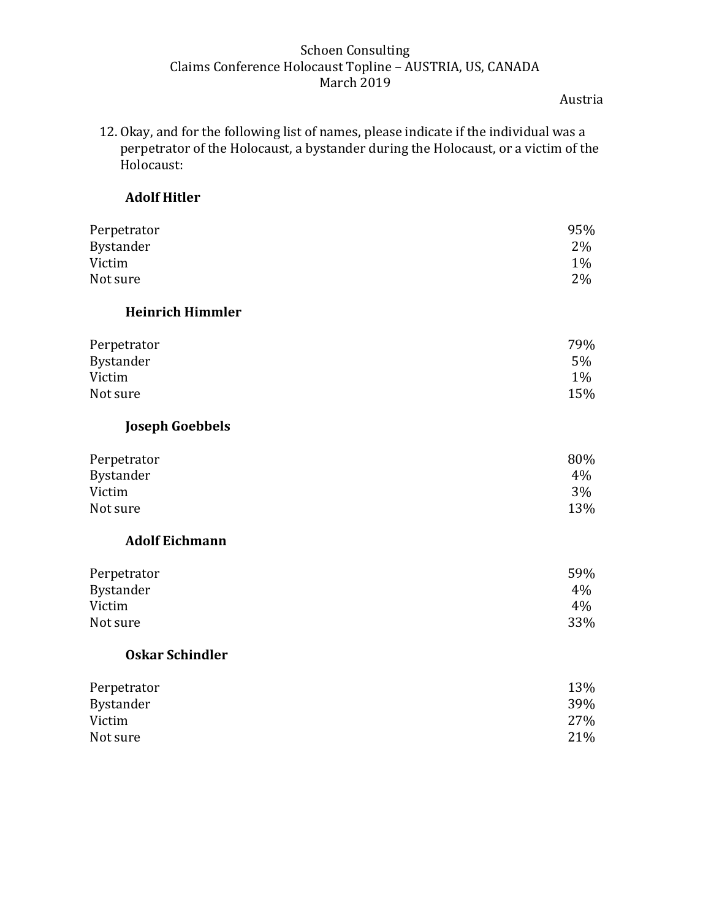Schoen Consulting
Claims Conference Holocaust Topline – AUSTRIA, US, CANADA
March 2019

Austria

12. Okay, and for the following list of names, please indicate if the individual was a perpetrator of the Holocaust, a bystander during the Holocaust, or a victim of the Holocaust:

**Adolf Hitler**

| | |
|---|---|
| Perpetrator | 95% |
| Bystander | 2% |
| Victim | 1% |
| Not sure | 2% |

**Heinrich Himmler**

| | |
|---|---|
| Perpetrator | 79% |
| Bystander | 5% |
| Victim | 1% |
| Not sure | 15% |

**Joseph Goebbels**

| | |
|---|---|
| Perpetrator | 80% |
| Bystander | 4% |
| Victim | 3% |
| Not sure | 13% |

**Adolf Eichmann**

| | |
|---|---|
| Perpetrator | 59% |
| Bystander | 4% |
| Victim | 4% |
| Not sure | 33% |

**Oskar Schindler**

| | |
|---|---|
| Perpetrator | 13% |
| Bystander | 39% |
| Victim | 27% |
| Not sure | 21% |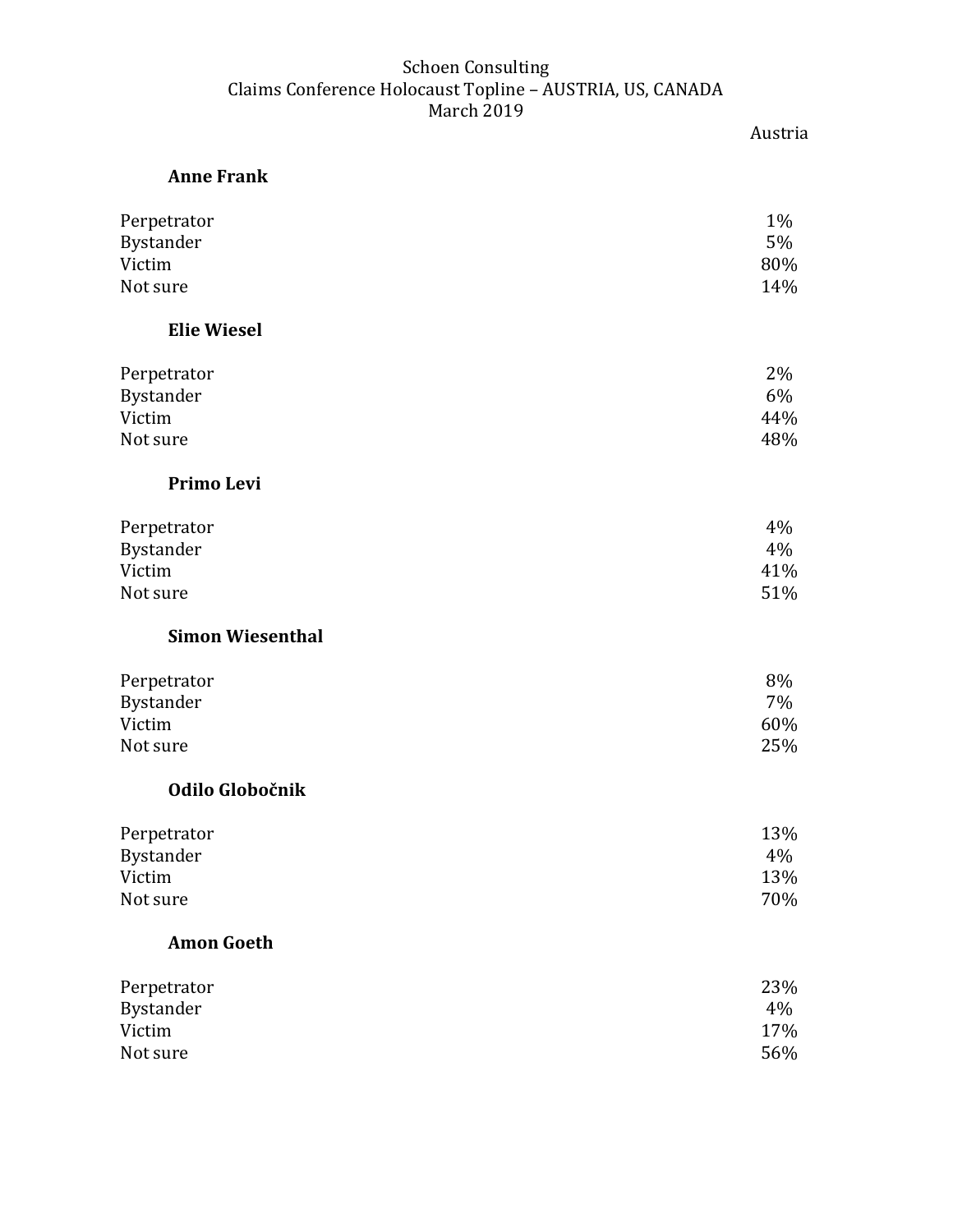Schoen Consulting
Claims Conference Holocaust Topline – AUSTRIA, US, CANADA
March 2019

| | Austria |
|---|---|
| **Anne Frank** | |
| Perpetrator | 1% |
| Bystander | 5% |
| Victim | 80% |
| Not sure | 14% |
| **Elie Wiesel** | |
| Perpetrator | 2% |
| Bystander | 6% |
| Victim | 44% |
| Not sure | 48% |
| **Primo Levi** | |
| Perpetrator | 4% |
| Bystander | 4% |
| Victim | 41% |
| Not sure | 51% |
| **Simon Wiesenthal** | |
| Perpetrator | 8% |
| Bystander | 7% |
| Victim | 60% |
| Not sure | 25% |
| **Odilo Globočnik** | |
| Perpetrator | 13% |
| Bystander | 4% |
| Victim | 13% |
| Not sure | 70% |
| **Amon Goeth** | |
| Perpetrator | 23% |
| Bystander | 4% |
| Victim | 17% |
| Not sure | 56% |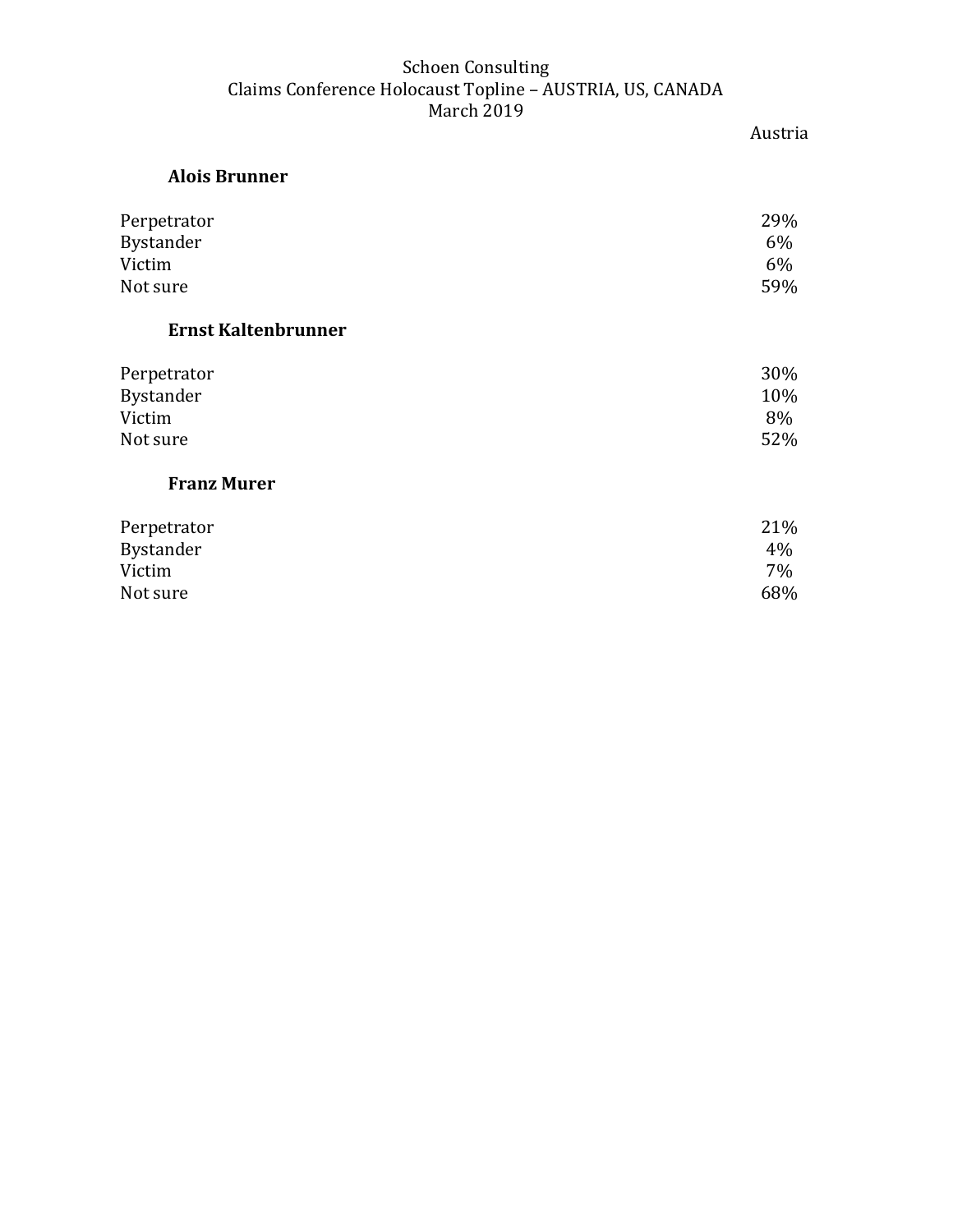Schoen Consulting
Claims Conference Holocaust Topline – AUSTRIA, US, CANADA
March 2019

**Alois Brunner**

| | Austria |
|---|---|
| Perpetrator | 29% |
| Bystander | 6% |
| Victim | 6% |
| Not sure | 59% |

**Ernst Kaltenbrunner**

| | Austria |
|---|---|
| Perpetrator | 30% |
| Bystander | 10% |
| Victim | 8% |
| Not sure | 52% |

**Franz Murer**

| | Austria |
|---|---|
| Perpetrator | 21% |
| Bystander | 4% |
| Victim | 7% |
| Not sure | 68% |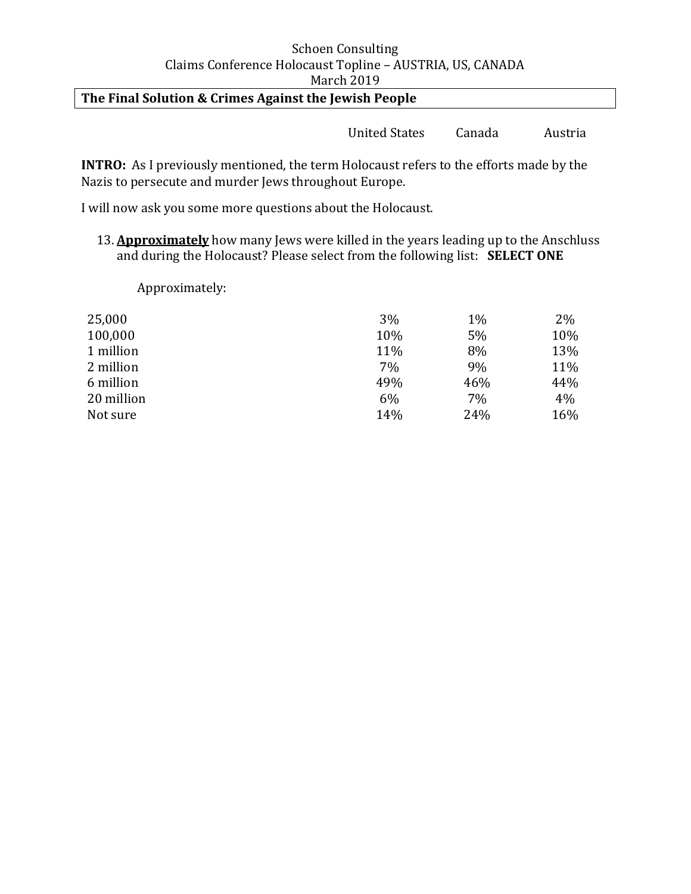Schoen Consulting
Claims Conference Holocaust Topline – AUSTRIA, US, CANADA
March 2019

## The Final Solution & Crimes Against the Jewish People

**INTRO:** As I previously mentioned, the term Holocaust refers to the efforts made by the Nazis to persecute and murder Jews throughout Europe.

I will now ask you some more questions about the Holocaust.

13. **Approximately** how many Jews were killed in the years leading up to the Anschluss and during the Holocaust? Please select from the following list: **SELECT ONE**

Approximately:

| | United States | Canada | Austria |
|---|---|---|---|
| 25,000 | 3% | 1% | 2% |
| 100,000 | 10% | 5% | 10% |
| 1 million | 11% | 8% | 13% |
| 2 million | 7% | 9% | 11% |
| 6 million | 49% | 46% | 44% |
| 20 million | 6% | 7% | 4% |
| Not sure | 14% | 24% | 16% |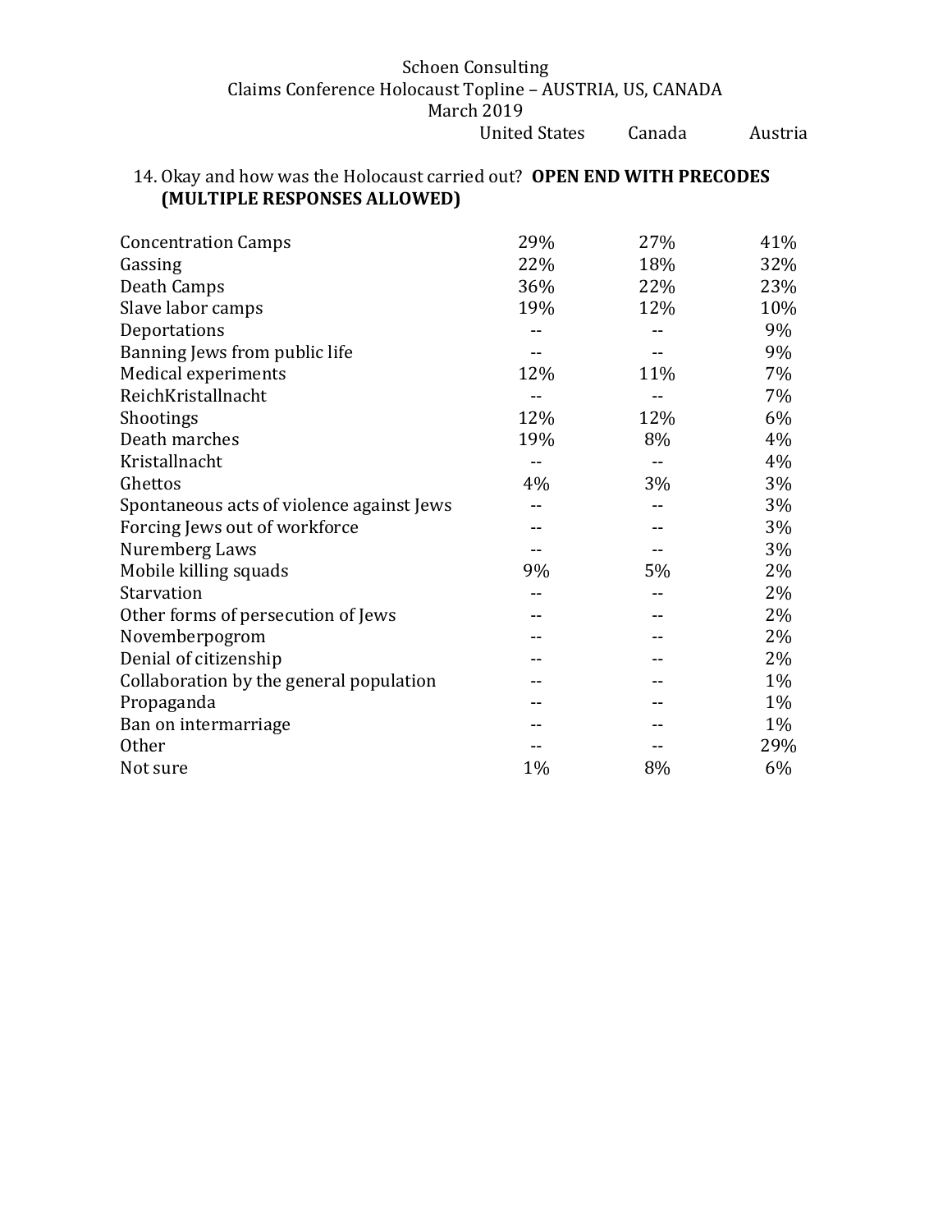Schoen Consulting
Claims Conference Holocaust Topline – AUSTRIA, US, CANADA
March 2019

14. Okay and how was the Holocaust carried out? **OPEN END WITH PRECODES (MULTIPLE RESPONSES ALLOWED)**

| | United States | Canada | Austria |
|---|---|---|---|
| Concentration Camps | 29% | 27% | 41% |
| Gassing | 22% | 18% | 32% |
| Death Camps | 36% | 22% | 23% |
| Slave labor camps | 19% | 12% | 10% |
| Deportations | -- | -- | 9% |
| Banning Jews from public life | -- | -- | 9% |
| Medical experiments | 12% | 11% | 7% |
| ReichKristallnacht | -- | -- | 7% |
| Shootings | 12% | 12% | 6% |
| Death marches | 19% | 8% | 4% |
| Kristallnacht | -- | -- | 4% |
| Ghettos | 4% | 3% | 3% |
| Spontaneous acts of violence against Jews | -- | -- | 3% |
| Forcing Jews out of workforce | -- | -- | 3% |
| Nuremberg Laws | -- | -- | 3% |
| Mobile killing squads | 9% | 5% | 2% |
| Starvation | -- | -- | 2% |
| Other forms of persecution of Jews | -- | -- | 2% |
| Novemberpogrom | -- | -- | 2% |
| Denial of citizenship | -- | -- | 2% |
| Collaboration by the general population | -- | -- | 1% |
| Propaganda | -- | -- | 1% |
| Ban on intermarriage | -- | -- | 1% |
| Other | -- | -- | 29% |
| Not sure | 1% | 8% | 6% |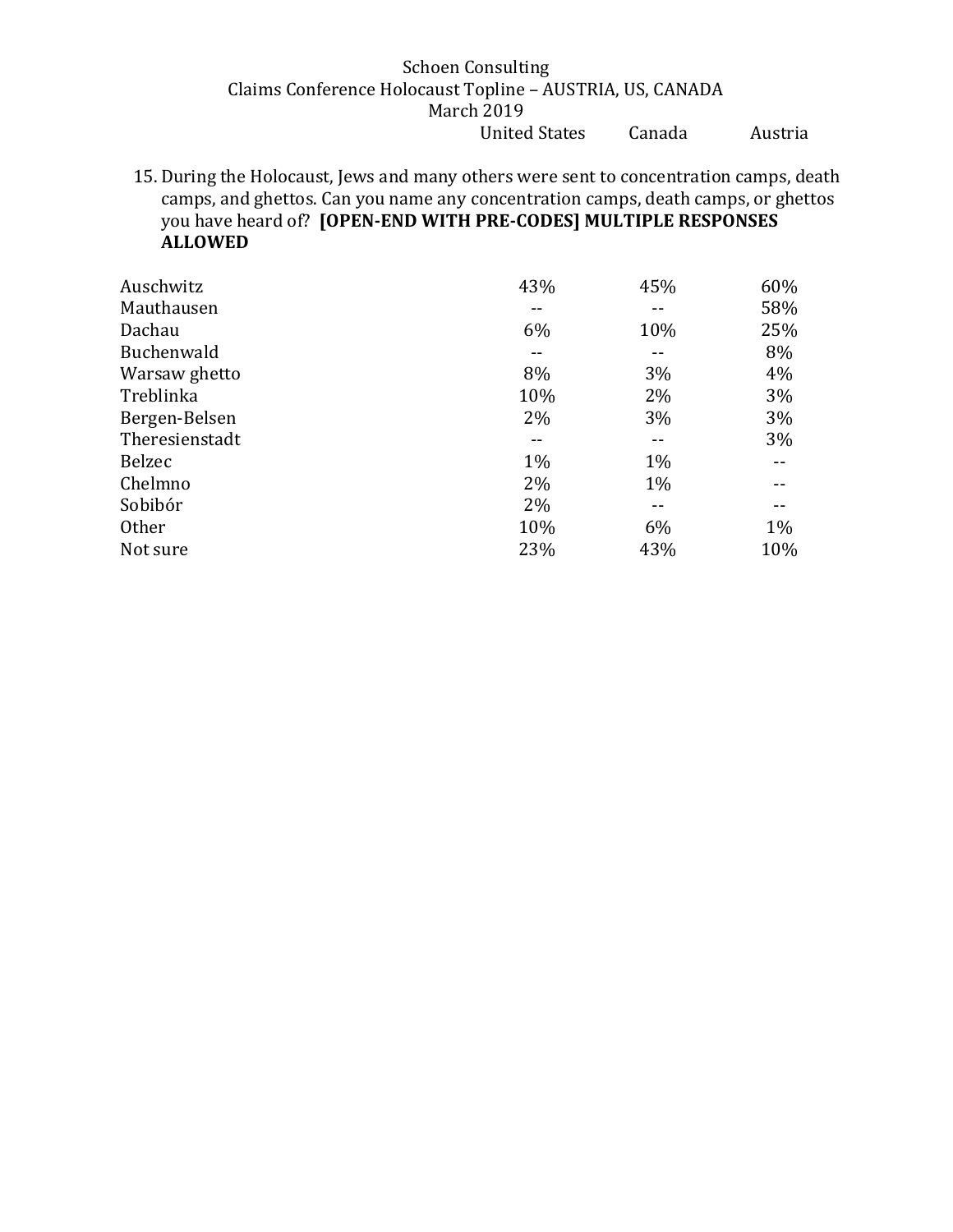Schoen Consulting
Claims Conference Holocaust Topline – AUSTRIA, US, CANADA
March 2019

15. During the Holocaust, Jews and many others were sent to concentration camps, death camps, and ghettos. Can you name any concentration camps, death camps, or ghettos you have heard of? **[OPEN-END WITH PRE-CODES] MULTIPLE RESPONSES ALLOWED**

| | United States | Canada | Austria |
|---|---|---|---|
| Auschwitz | 43% | 45% | 60% |
| Mauthausen | -- | -- | 58% |
| Dachau | 6% | 10% | 25% |
| Buchenwald | -- | -- | 8% |
| Warsaw ghetto | 8% | 3% | 4% |
| Treblinka | 10% | 2% | 3% |
| Bergen-Belsen | 2% | 3% | 3% |
| Theresienstadt | -- | -- | 3% |
| Belzec | 1% | 1% | -- |
| Chelmno | 2% | 1% | -- |
| Sobibór | 2% | -- | -- |
| Other | 10% | 6% | 1% |
| Not sure | 23% | 43% | 10% |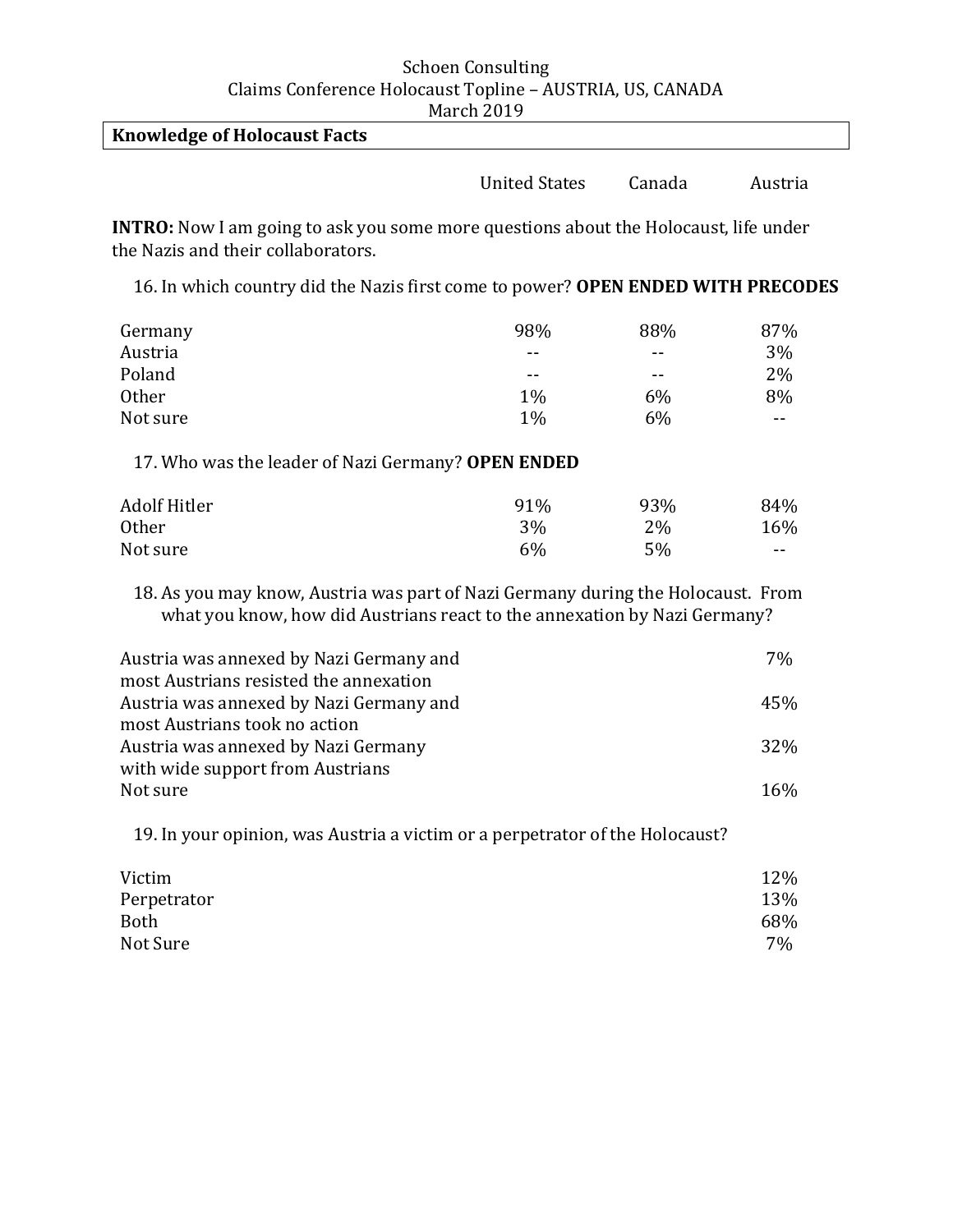Schoen Consulting
Claims Conference Holocaust Topline – AUSTRIA, US, CANADA
March 2019

**Knowledge of Holocaust Facts**

**INTRO:** Now I am going to ask you some more questions about the Holocaust, life under the Nazis and their collaborators.

16. In which country did the Nazis first come to power? **OPEN ENDED WITH PRECODES**

| | United States | Canada | Austria |
|---|---|---|---|
| Germany | 98% | 88% | 87% |
| Austria | -- | -- | 3% |
| Poland | -- | -- | 2% |
| Other | 1% | 6% | 8% |
| Not sure | 1% | 6% | -- |

17. Who was the leader of Nazi Germany? **OPEN ENDED**

| | United States | Canada | Austria |
|---|---|---|---|
| Adolf Hitler | 91% | 93% | 84% |
| Other | 3% | 2% | 16% |
| Not sure | 6% | 5% | -- |

18. As you may know, Austria was part of Nazi Germany during the Holocaust. From what you know, how did Austrians react to the annexation by Nazi Germany?

| | Austria |
|---|---|
| Austria was annexed by Nazi Germany and most Austrians resisted the annexation | 7% |
| Austria was annexed by Nazi Germany and most Austrians took no action | 45% |
| Austria was annexed by Nazi Germany with wide support from Austrians | 32% |
| Not sure | 16% |

19. In your opinion, was Austria a victim or a perpetrator of the Holocaust?

| | Austria |
|---|---|
| Victim | 12% |
| Perpetrator | 13% |
| Both | 68% |
| Not Sure | 7% |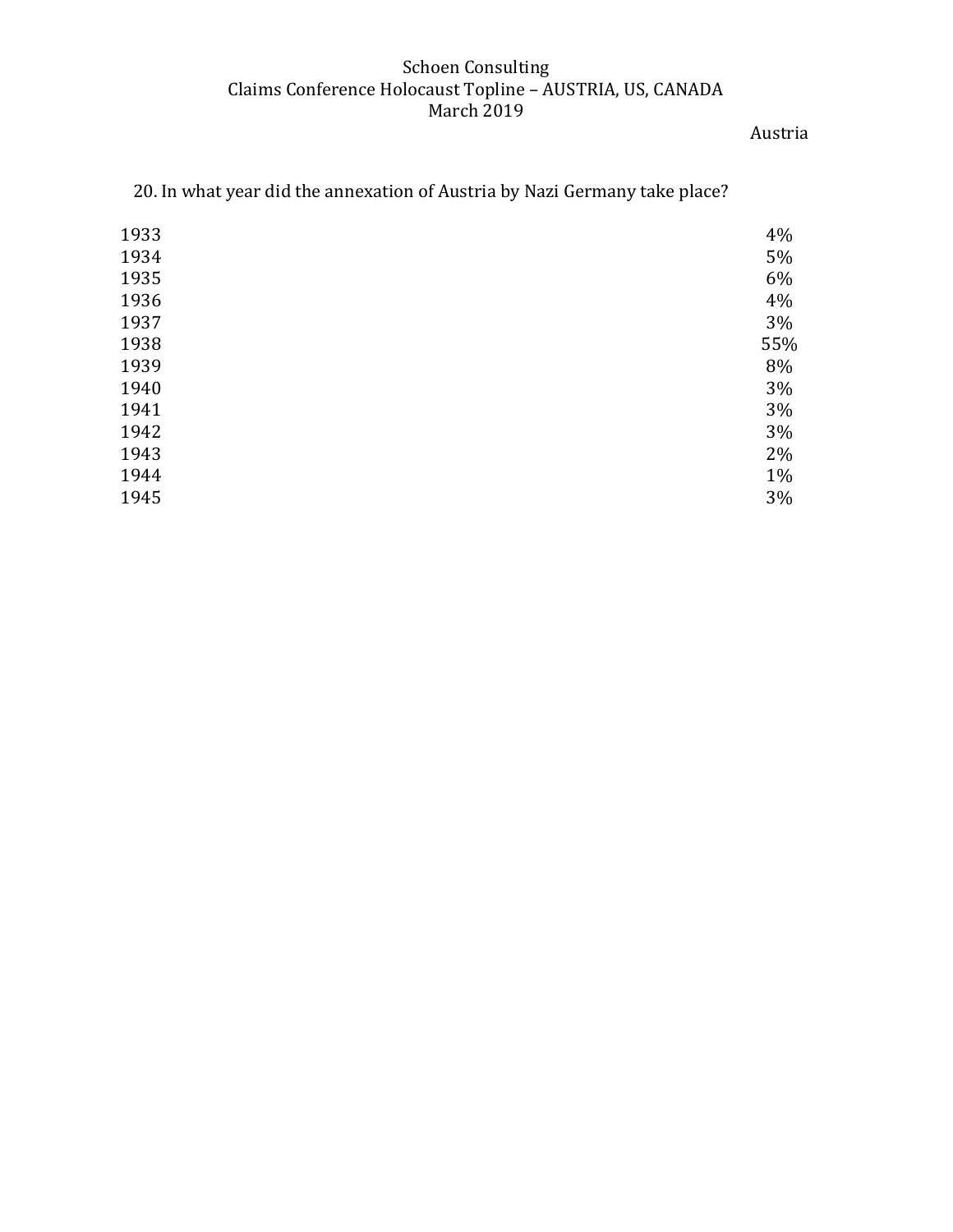Schoen Consulting
Claims Conference Holocaust Topline – AUSTRIA, US, CANADA
March 2019

20. In what year did the annexation of Austria by Nazi Germany take place?

| | Austria |
|---|---|
| 1933 | 4% |
| 1934 | 5% |
| 1935 | 6% |
| 1936 | 4% |
| 1937 | 3% |
| 1938 | 55% |
| 1939 | 8% |
| 1940 | 3% |
| 1941 | 3% |
| 1942 | 3% |
| 1943 | 2% |
| 1944 | 1% |
| 1945 | 3% |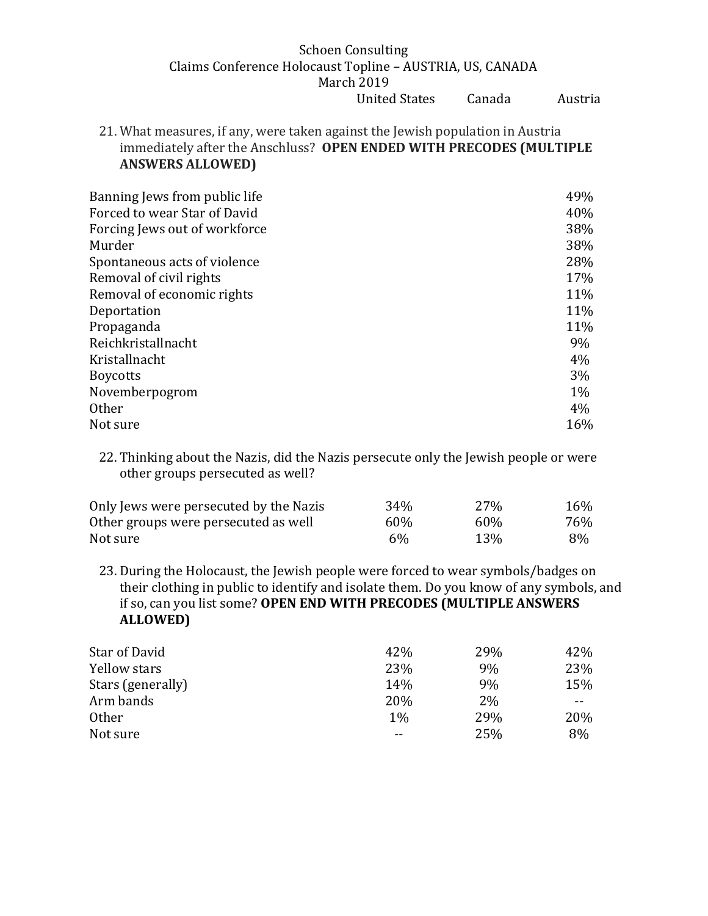Schoen Consulting
Claims Conference Holocaust Topline – AUSTRIA, US, CANADA
March 2019

21. What measures, if any, were taken against the Jewish population in Austria immediately after the Anschluss? **OPEN ENDED WITH PRECODES (MULTIPLE ANSWERS ALLOWED)**

| | United States | Canada | Austria |
|---|---|---|---|
| Banning Jews from public life | | | 49% |
| Forced to wear Star of David | | | 40% |
| Forcing Jews out of workforce | | | 38% |
| Murder | | | 38% |
| Spontaneous acts of violence | | | 28% |
| Removal of civil rights | | | 17% |
| Removal of economic rights | | | 11% |
| Deportation | | | 11% |
| Propaganda | | | 11% |
| Reichkristallnacht | | | 9% |
| Kristallnacht | | | 4% |
| Boycotts | | | 3% |
| Novemberpogrom | | | 1% |
| Other | | | 4% |
| Not sure | | | 16% |

22. Thinking about the Nazis, did the Nazis persecute only the Jewish people or were other groups persecuted as well?

| | United States | Canada | Austria |
|---|---|---|---|
| Only Jews were persecuted by the Nazis | 34% | 27% | 16% |
| Other groups were persecuted as well | 60% | 60% | 76% |
| Not sure | 6% | 13% | 8% |

23. During the Holocaust, the Jewish people were forced to wear symbols/badges on their clothing in public to identify and isolate them. Do you know of any symbols, and if so, can you list some? **OPEN END WITH PRECODES (MULTIPLE ANSWERS ALLOWED)**

| | United States | Canada | Austria |
|---|---|---|---|
| Star of David | 42% | 29% | 42% |
| Yellow stars | 23% | 9% | 23% |
| Stars (generally) | 14% | 9% | 15% |
| Arm bands | 20% | 2% | -- |
| Other | 1% | 29% | 20% |
| Not sure | -- | 25% | 8% |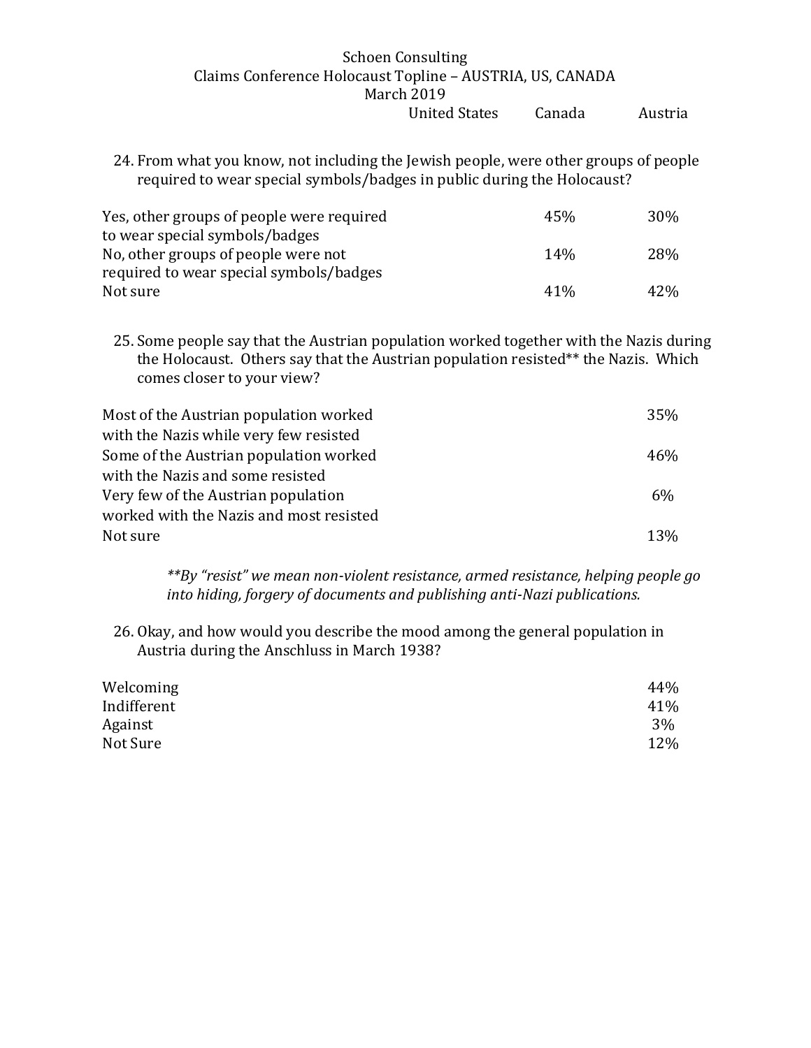24. From what you know, not including the Jewish people, were other groups of people required to wear special symbols/badges in public during the Holocaust?

| | United States | Canada | Austria |
|---|---|---|---|
| Yes, other groups of people were required to wear special symbols/badges | | 45% | 30% |
| No, other groups of people were not required to wear special symbols/badges | | 14% | 28% |
| Not sure | | 41% | 42% |

25. Some people say that the Austrian population worked together with the Nazis during the Holocaust. Others say that the Austrian population resisted** the Nazis. Which comes closer to your view?

| | United States | Canada | Austria |
|---|---|---|---|
| Most of the Austrian population worked with the Nazis while very few resisted | | | 35% |
| Some of the Austrian population worked with the Nazis and some resisted | | | 46% |
| Very few of the Austrian population worked with the Nazis and most resisted | | | 6% |
| Not sure | | | 13% |

*\*\*By "resist" we mean non-violent resistance, armed resistance, helping people go into hiding, forgery of documents and publishing anti-Nazi publications.*

26. Okay, and how would you describe the mood among the general population in Austria during the Anschluss in March 1938?

| | United States | Canada | Austria |
|---|---|---|---|
| Welcoming | | | 44% |
| Indifferent | | | 41% |
| Against | | | 3% |
| Not Sure | | | 12% |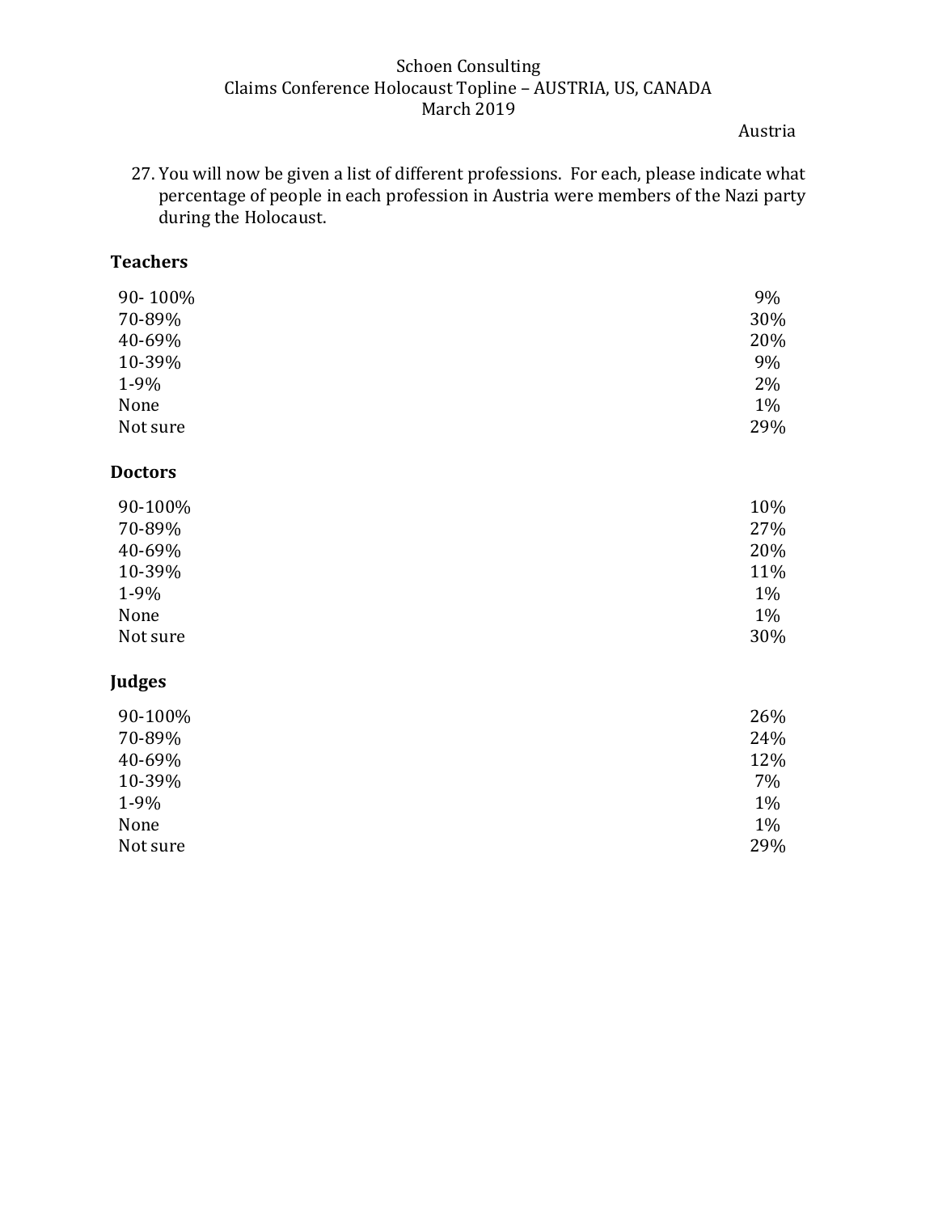Schoen Consulting
Claims Conference Holocaust Topline – AUSTRIA, US, CANADA
March 2019

Austria

27. You will now be given a list of different professions. For each, please indicate what percentage of people in each profession in Austria were members of the Nazi party during the Holocaust.

**Teachers**

| | |
|---|---|
| 90- 100% | 9% |
| 70-89% | 30% |
| 40-69% | 20% |
| 10-39% | 9% |
| 1-9% | 2% |
| None | 1% |
| Not sure | 29% |

**Doctors**

| | |
|---|---|
| 90-100% | 10% |
| 70-89% | 27% |
| 40-69% | 20% |
| 10-39% | 11% |
| 1-9% | 1% |
| None | 1% |
| Not sure | 30% |

**Judges**

| | |
|---|---|
| 90-100% | 26% |
| 70-89% | 24% |
| 40-69% | 12% |
| 10-39% | 7% |
| 1-9% | 1% |
| None | 1% |
| Not sure | 29% |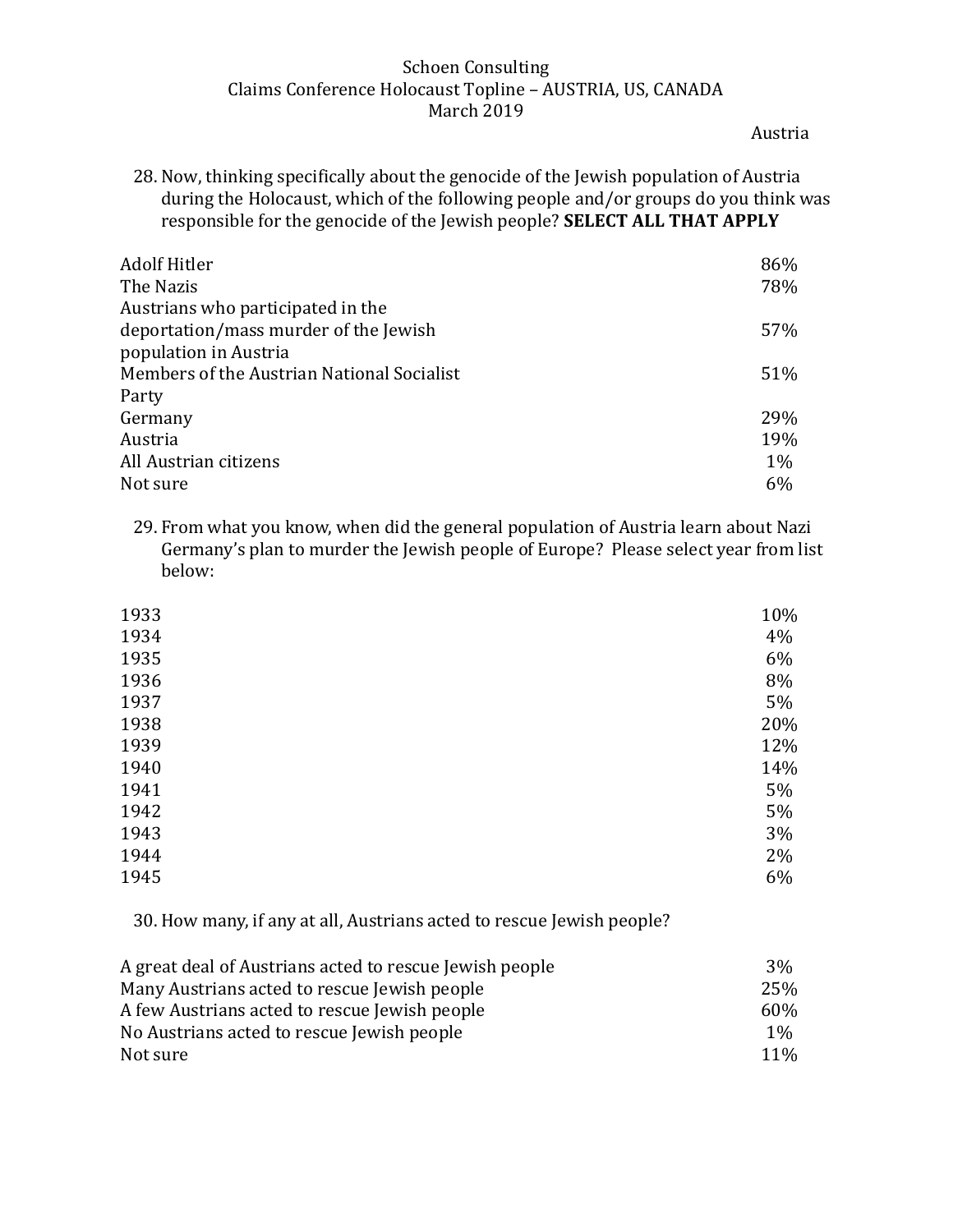Schoen Consulting
Claims Conference Holocaust Topline – AUSTRIA, US, CANADA
March 2019

Austria

28. Now, thinking specifically about the genocide of the Jewish population of Austria during the Holocaust, which of the following people and/or groups do you think was responsible for the genocide of the Jewish people? **SELECT ALL THAT APPLY**

| | |
|---|---|
| Adolf Hitler | 86% |
| The Nazis | 78% |
| Austrians who participated in the deportation/mass murder of the Jewish population in Austria | 57% |
| Members of the Austrian National Socialist Party | 51% |
| Germany | 29% |
| Austria | 19% |
| All Austrian citizens | 1% |
| Not sure | 6% |

29. From what you know, when did the general population of Austria learn about Nazi Germany's plan to murder the Jewish people of Europe? Please select year from list below:

| | |
|---|---|
| 1933 | 10% |
| 1934 | 4% |
| 1935 | 6% |
| 1936 | 8% |
| 1937 | 5% |
| 1938 | 20% |
| 1939 | 12% |
| 1940 | 14% |
| 1941 | 5% |
| 1942 | 5% |
| 1943 | 3% |
| 1944 | 2% |
| 1945 | 6% |

30. How many, if any at all, Austrians acted to rescue Jewish people?

| | |
|---|---|
| A great deal of Austrians acted to rescue Jewish people | 3% |
| Many Austrians acted to rescue Jewish people | 25% |
| A few Austrians acted to rescue Jewish people | 60% |
| No Austrians acted to rescue Jewish people | 1% |
| Not sure | 11% |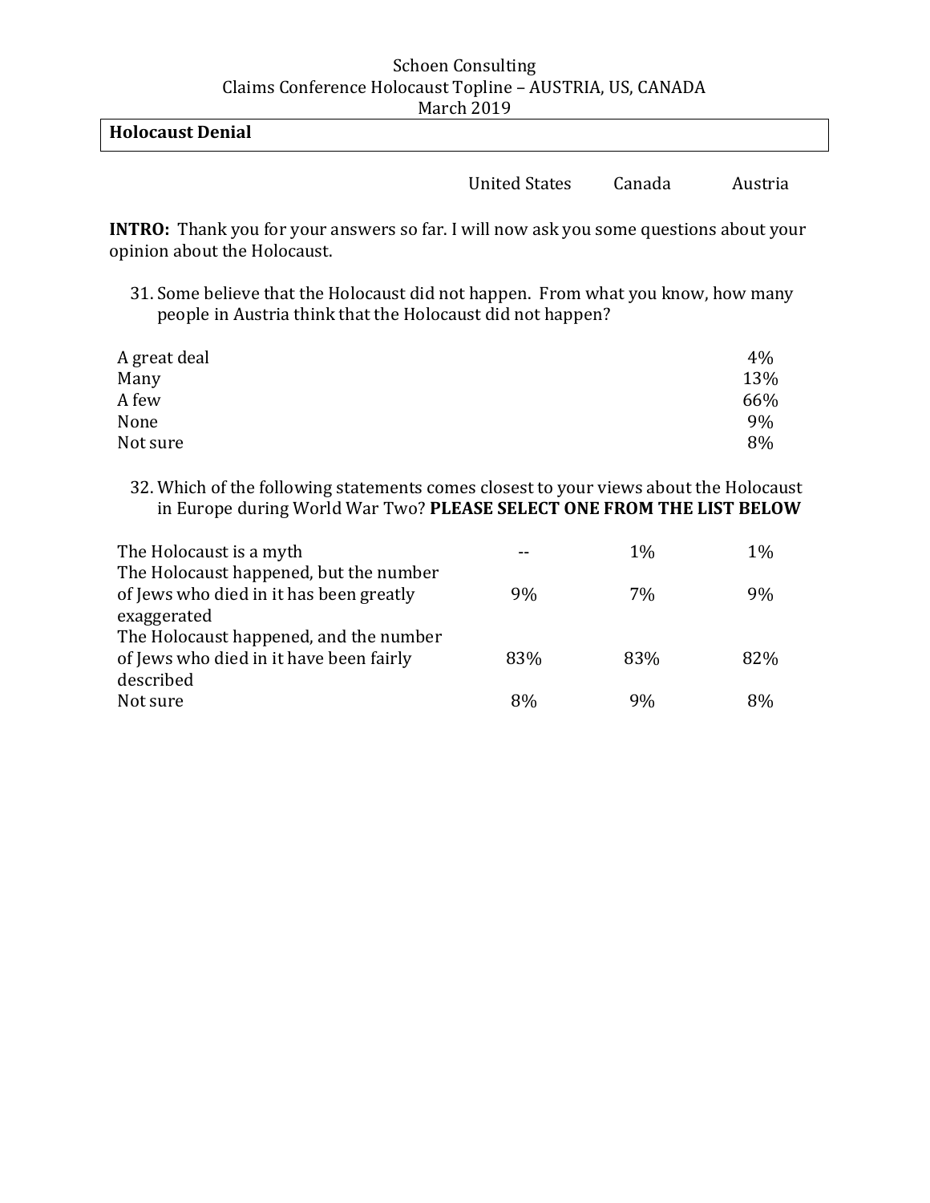Schoen Consulting
Claims Conference Holocaust Topline – AUSTRIA, US, CANADA
March 2019

**Holocaust Denial**

**INTRO:** Thank you for your answers so far. I will now ask you some questions about your opinion about the Holocaust.

31. Some believe that the Holocaust did not happen. From what you know, how many people in Austria think that the Holocaust did not happen?

| | United States | Canada | Austria |
|---|---|---|---|
| A great deal | | | 4% |
| Many | | | 13% |
| A few | | | 66% |
| None | | | 9% |
| Not sure | | | 8% |

32. Which of the following statements comes closest to your views about the Holocaust in Europe during World War Two? **PLEASE SELECT ONE FROM THE LIST BELOW**

| | United States | Canada | Austria |
|---|---|---|---|
| The Holocaust is a myth | -- | 1% | 1% |
| The Holocaust happened, but the number of Jews who died in it has been greatly exaggerated | 9% | 7% | 9% |
| The Holocaust happened, and the number of Jews who died in it have been fairly described | 83% | 83% | 82% |
| Not sure | 8% | 9% | 8% |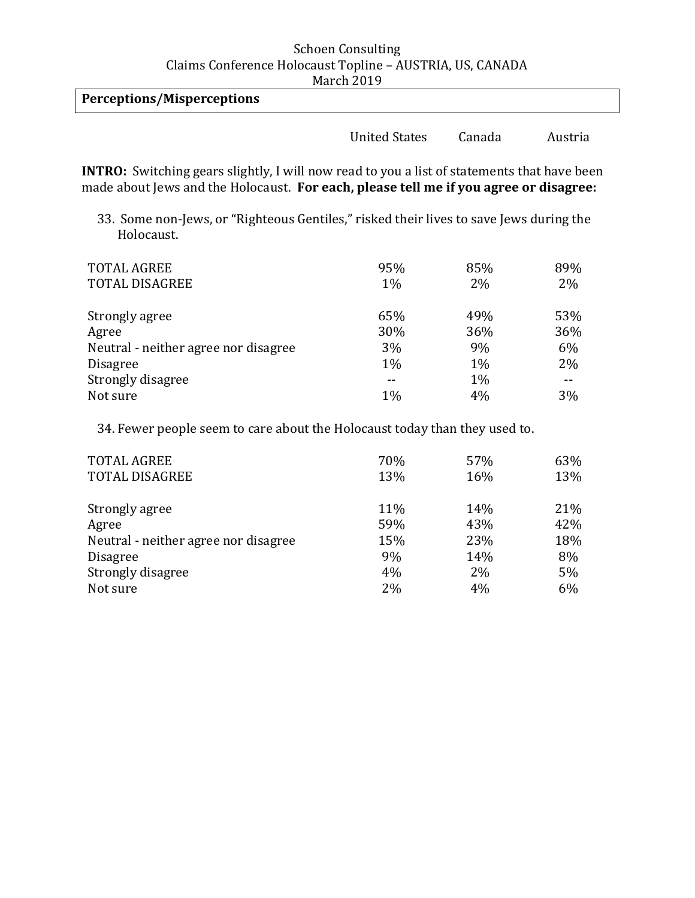Schoen Consulting
Claims Conference Holocaust Topline – AUSTRIA, US, CANADA
March 2019

**Perceptions/Misperceptions**

**INTRO:** Switching gears slightly, I will now read to you a list of statements that have been made about Jews and the Holocaust. **For each, please tell me if you agree or disagree:**

33. Some non-Jews, or "Righteous Gentiles," risked their lives to save Jews during the Holocaust.

| | United States | Canada | Austria |
|---|---|---|---|
| TOTAL AGREE | 95% | 85% | 89% |
| TOTAL DISAGREE | 1% | 2% | 2% |
| | | | |
| Strongly agree | 65% | 49% | 53% |
| Agree | 30% | 36% | 36% |
| Neutral - neither agree nor disagree | 3% | 9% | 6% |
| Disagree | 1% | 1% | 2% |
| Strongly disagree | -- | 1% | -- |
| Not sure | 1% | 4% | 3% |

34. Fewer people seem to care about the Holocaust today than they used to.

| | United States | Canada | Austria |
|---|---|---|---|
| TOTAL AGREE | 70% | 57% | 63% |
| TOTAL DISAGREE | 13% | 16% | 13% |
| | | | |
| Strongly agree | 11% | 14% | 21% |
| Agree | 59% | 43% | 42% |
| Neutral - neither agree nor disagree | 15% | 23% | 18% |
| Disagree | 9% | 14% | 8% |
| Strongly disagree | 4% | 2% | 5% |
| Not sure | 2% | 4% | 6% |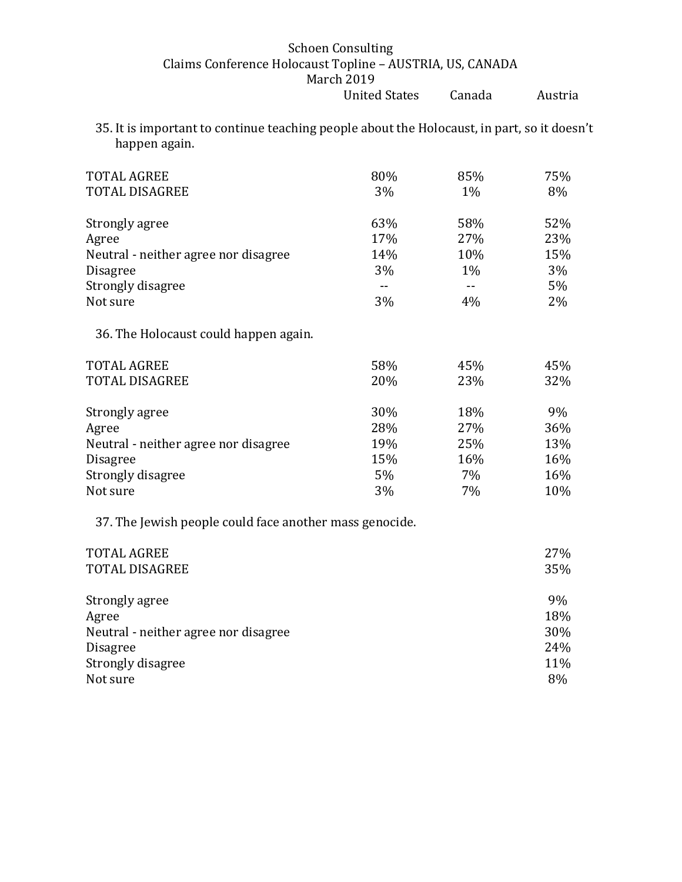Schoen Consulting
Claims Conference Holocaust Topline – AUSTRIA, US, CANADA
March 2019

35. It is important to continue teaching people about the Holocaust, in part, so it doesn't happen again.

| | United States | Canada | Austria |
|---|---|---|---|
| TOTAL AGREE | 80% | 85% | 75% |
| TOTAL DISAGREE | 3% | 1% | 8% |
| | | | |
| Strongly agree | 63% | 58% | 52% |
| Agree | 17% | 27% | 23% |
| Neutral - neither agree nor disagree | 14% | 10% | 15% |
| Disagree | 3% | 1% | 3% |
| Strongly disagree | -- | -- | 5% |
| Not sure | 3% | 4% | 2% |

36. The Holocaust could happen again.

| | United States | Canada | Austria |
|---|---|---|---|
| TOTAL AGREE | 58% | 45% | 45% |
| TOTAL DISAGREE | 20% | 23% | 32% |
| | | | |
| Strongly agree | 30% | 18% | 9% |
| Agree | 28% | 27% | 36% |
| Neutral - neither agree nor disagree | 19% | 25% | 13% |
| Disagree | 15% | 16% | 16% |
| Strongly disagree | 5% | 7% | 16% |
| Not sure | 3% | 7% | 10% |

37. The Jewish people could face another mass genocide.

| | United States | Canada | Austria |
|---|---|---|---|
| TOTAL AGREE | | | 27% |
| TOTAL DISAGREE | | | 35% |
| | | | |
| Strongly agree | | | 9% |
| Agree | | | 18% |
| Neutral - neither agree nor disagree | | | 30% |
| Disagree | | | 24% |
| Strongly disagree | | | 11% |
| Not sure | | | 8% |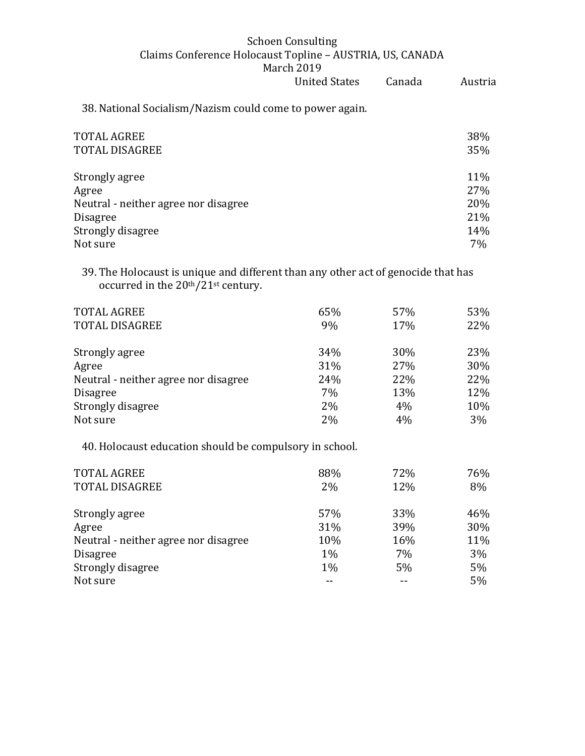Schoen Consulting
Claims Conference Holocaust Topline – AUSTRIA, US, CANADA
March 2019

38. National Socialism/Nazism could come to power again.

| | United States | Canada | Austria |
|---|---|---|---|
| TOTAL AGREE | | | 38% |
| TOTAL DISAGREE | | | 35% |
| | | | |
| Strongly agree | | | 11% |
| Agree | | | 27% |
| Neutral - neither agree nor disagree | | | 20% |
| Disagree | | | 21% |
| Strongly disagree | | | 14% |
| Not sure | | | 7% |

39. The Holocaust is unique and different than any other act of genocide that has occurred in the 20th/21st century.

| | United States | Canada | Austria |
|---|---|---|---|
| TOTAL AGREE | 65% | 57% | 53% |
| TOTAL DISAGREE | 9% | 17% | 22% |
| | | | |
| Strongly agree | 34% | 30% | 23% |
| Agree | 31% | 27% | 30% |
| Neutral - neither agree nor disagree | 24% | 22% | 22% |
| Disagree | 7% | 13% | 12% |
| Strongly disagree | 2% | 4% | 10% |
| Not sure | 2% | 4% | 3% |

40. Holocaust education should be compulsory in school.

| | United States | Canada | Austria |
|---|---|---|---|
| TOTAL AGREE | 88% | 72% | 76% |
| TOTAL DISAGREE | 2% | 12% | 8% |
| | | | |
| Strongly agree | 57% | 33% | 46% |
| Agree | 31% | 39% | 30% |
| Neutral - neither agree nor disagree | 10% | 16% | 11% |
| Disagree | 1% | 7% | 3% |
| Strongly disagree | 1% | 5% | 5% |
| Not sure | -- | -- | 5% |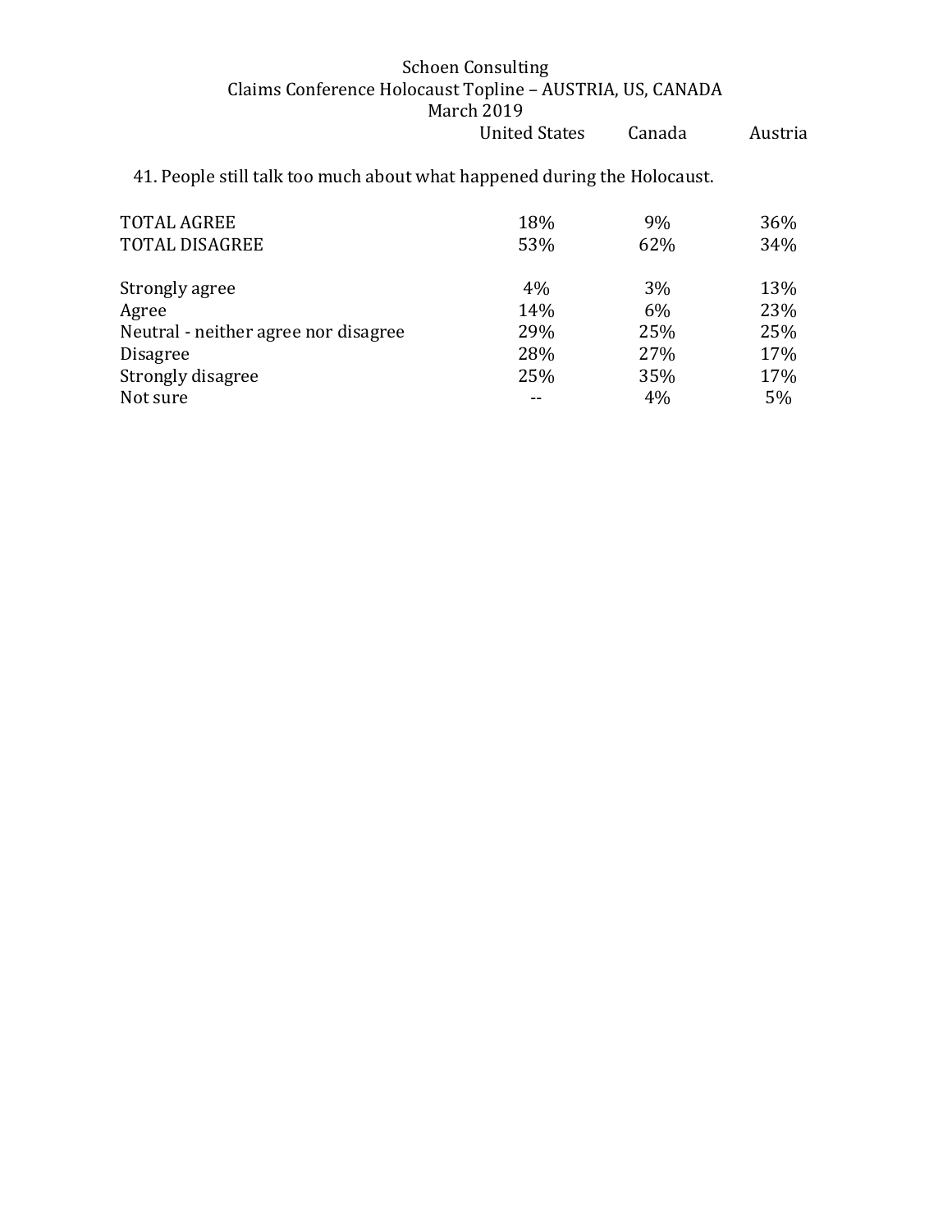Schoen Consulting
Claims Conference Holocaust Topline – AUSTRIA, US, CANADA
March 2019

41. People still talk too much about what happened during the Holocaust.

| | United States | Canada | Austria |
|---|---|---|---|
| TOTAL AGREE | 18% | 9% | 36% |
| TOTAL DISAGREE | 53% | 62% | 34% |
| | | | |
| Strongly agree | 4% | 3% | 13% |
| Agree | 14% | 6% | 23% |
| Neutral - neither agree nor disagree | 29% | 25% | 25% |
| Disagree | 28% | 27% | 17% |
| Strongly disagree | 25% | 35% | 17% |
| Not sure | -- | 4% | 5% |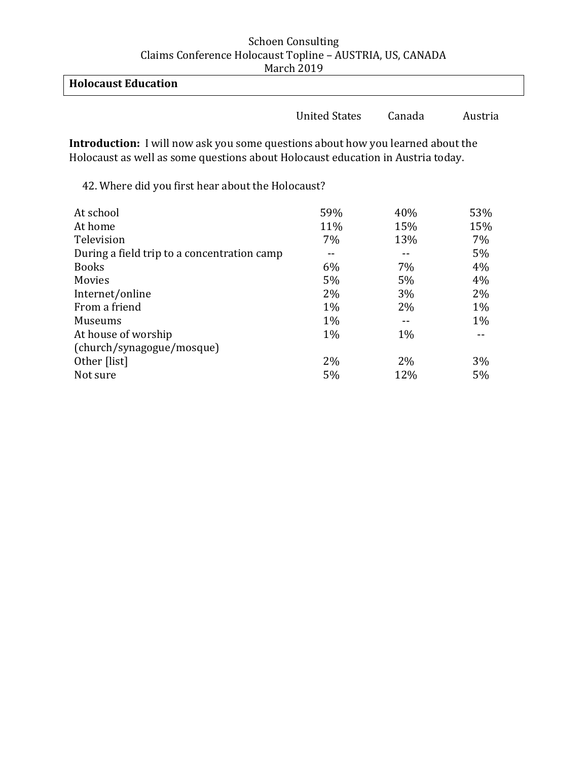Schoen Consulting
Claims Conference Holocaust Topline – AUSTRIA, US, CANADA
March 2019

**Holocaust Education**

**Introduction:** I will now ask you some questions about how you learned about the Holocaust as well as some questions about Holocaust education in Austria today.

42. Where did you first hear about the Holocaust?

| | United States | Canada | Austria |
|---|---|---|---|
| At school | 59% | 40% | 53% |
| At home | 11% | 15% | 15% |
| Television | 7% | 13% | 7% |
| During a field trip to a concentration camp | -- | -- | 5% |
| Books | 6% | 7% | 4% |
| Movies | 5% | 5% | 4% |
| Internet/online | 2% | 3% | 2% |
| From a friend | 1% | 2% | 1% |
| Museums | 1% | -- | 1% |
| At house of worship (church/synagogue/mosque) | 1% | 1% | -- |
| Other [list] | 2% | 2% | 3% |
| Not sure | 5% | 12% | 5% |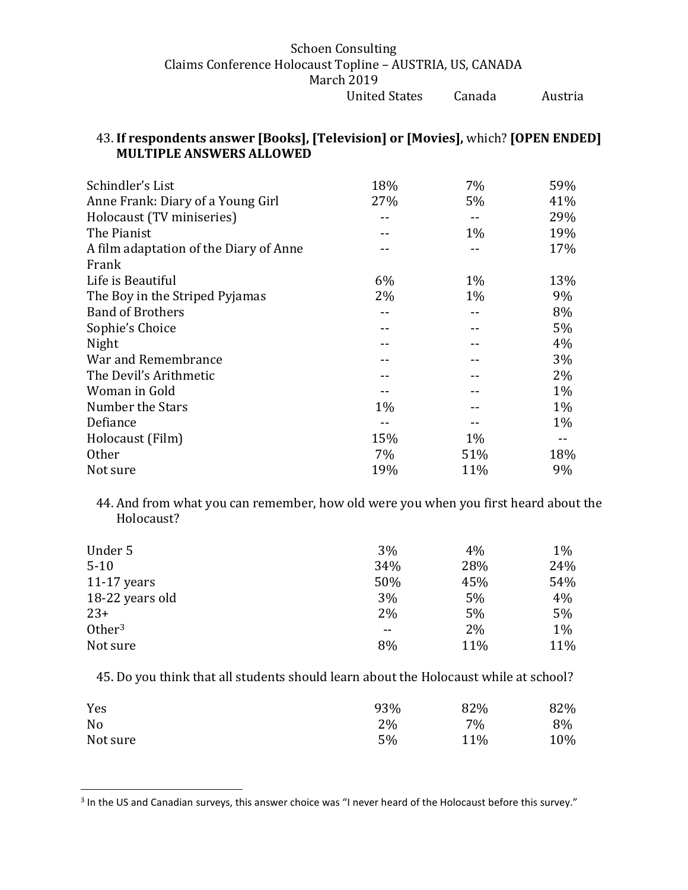Schoen Consulting
Claims Conference Holocaust Topline – AUSTRIA, US, CANADA
March 2019

43. **If respondents answer [Books], [Television] or [Movies],** which? **[OPEN ENDED] MULTIPLE ANSWERS ALLOWED**

| | United States | Canada | Austria |
|---|---|---|---|
| Schindler's List | 18% | 7% | 59% |
| Anne Frank: Diary of a Young Girl | 27% | 5% | 41% |
| Holocaust (TV miniseries) | -- | -- | 29% |
| The Pianist | -- | 1% | 19% |
| A film adaptation of the Diary of Anne Frank | -- | -- | 17% |
| Life is Beautiful | 6% | 1% | 13% |
| The Boy in the Striped Pyjamas | 2% | 1% | 9% |
| Band of Brothers | -- | -- | 8% |
| Sophie's Choice | -- | -- | 5% |
| Night | -- | -- | 4% |
| War and Remembrance | -- | -- | 3% |
| The Devil's Arithmetic | -- | -- | 2% |
| Woman in Gold | -- | -- | 1% |
| Number the Stars | 1% | -- | 1% |
| Defiance | -- | -- | 1% |
| Holocaust (Film) | 15% | 1% | -- |
| Other | 7% | 51% | 18% |
| Not sure | 19% | 11% | 9% |

44. And from what you can remember, how old were you when you first heard about the Holocaust?

| | United States | Canada | Austria |
|---|---|---|---|
| Under 5 | 3% | 4% | 1% |
| 5-10 | 34% | 28% | 24% |
| 11-17 years | 50% | 45% | 54% |
| 18-22 years old | 3% | 5% | 4% |
| 23+ | 2% | 5% | 5% |
| Other[3] | -- | 2% | 1% |
| Not sure | 8% | 11% | 11% |

45. Do you think that all students should learn about the Holocaust while at school?

| | United States | Canada | Austria |
|---|---|---|---|
| Yes | 93% | 82% | 82% |
| No | 2% | 7% | 8% |
| Not sure | 5% | 11% | 10% |

[3] In the US and Canadian surveys, this answer choice was "I never heard of the Holocaust before this survey."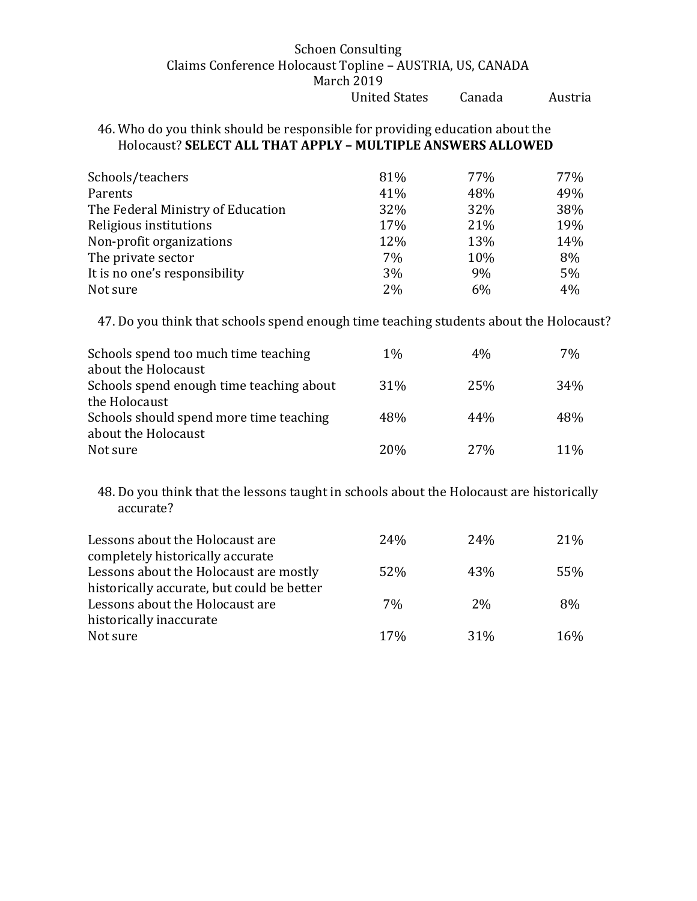Schoen Consulting
Claims Conference Holocaust Topline – AUSTRIA, US, CANADA
March 2019

46. Who do you think should be responsible for providing education about the Holocaust? **SELECT ALL THAT APPLY – MULTIPLE ANSWERS ALLOWED**

| | United States | Canada | Austria |
|---|---|---|---|
| Schools/teachers | 81% | 77% | 77% |
| Parents | 41% | 48% | 49% |
| The Federal Ministry of Education | 32% | 32% | 38% |
| Religious institutions | 17% | 21% | 19% |
| Non-profit organizations | 12% | 13% | 14% |
| The private sector | 7% | 10% | 8% |
| It is no one's responsibility | 3% | 9% | 5% |
| Not sure | 2% | 6% | 4% |

47. Do you think that schools spend enough time teaching students about the Holocaust?

| | United States | Canada | Austria |
|---|---|---|---|
| Schools spend too much time teaching about the Holocaust | 1% | 4% | 7% |
| Schools spend enough time teaching about the Holocaust | 31% | 25% | 34% |
| Schools should spend more time teaching about the Holocaust | 48% | 44% | 48% |
| Not sure | 20% | 27% | 11% |

48. Do you think that the lessons taught in schools about the Holocaust are historically accurate?

| | United States | Canada | Austria |
|---|---|---|---|
| Lessons about the Holocaust are completely historically accurate | 24% | 24% | 21% |
| Lessons about the Holocaust are mostly historically accurate, but could be better | 52% | 43% | 55% |
| Lessons about the Holocaust are historically inaccurate | 7% | 2% | 8% |
| Not sure | 17% | 31% | 16% |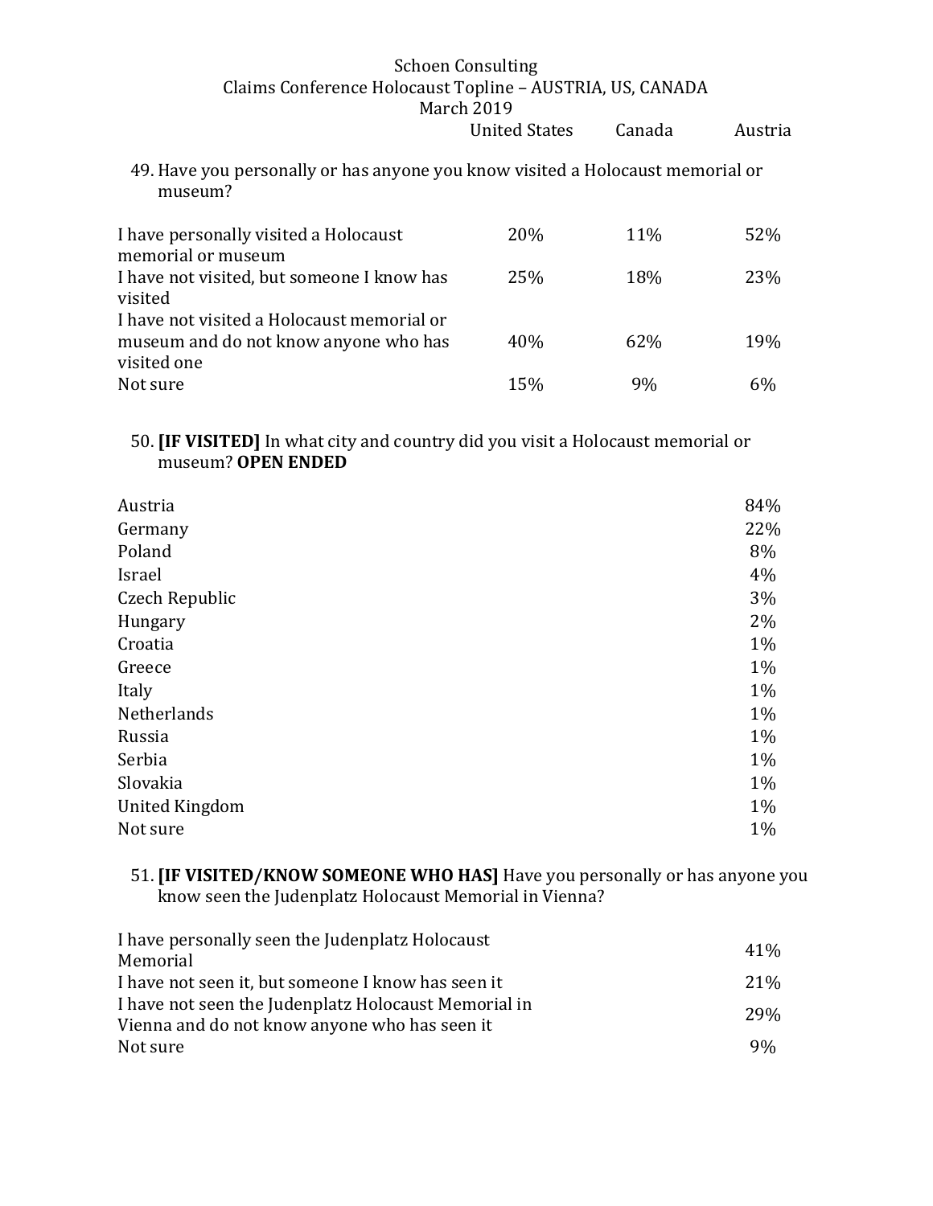Schoen Consulting
Claims Conference Holocaust Topline – AUSTRIA, US, CANADA
March 2019

49. Have you personally or has anyone you know visited a Holocaust memorial or museum?

| | United States | Canada | Austria |
|---|---|---|---|
| I have personally visited a Holocaust memorial or museum | 20% | 11% | 52% |
| I have not visited, but someone I know has visited | 25% | 18% | 23% |
| I have not visited a Holocaust memorial or museum and do not know anyone who has visited one | 40% | 62% | 19% |
| Not sure | 15% | 9% | 6% |

50. **[IF VISITED]** In what city and country did you visit a Holocaust memorial or museum? **OPEN ENDED**

| | Austria |
|---|---|
| Austria | 84% |
| Germany | 22% |
| Poland | 8% |
| Israel | 4% |
| Czech Republic | 3% |
| Hungary | 2% |
| Croatia | 1% |
| Greece | 1% |
| Italy | 1% |
| Netherlands | 1% |
| Russia | 1% |
| Serbia | 1% |
| Slovakia | 1% |
| United Kingdom | 1% |
| Not sure | 1% |

51. **[IF VISITED/KNOW SOMEONE WHO HAS]** Have you personally or has anyone you know seen the Judenplatz Holocaust Memorial in Vienna?

| | Austria |
|---|---|
| I have personally seen the Judenplatz Holocaust Memorial | 41% |
| I have not seen it, but someone I know has seen it | 21% |
| I have not seen the Judenplatz Holocaust Memorial in Vienna and do not know anyone who has seen it | 29% |
| Not sure | 9% |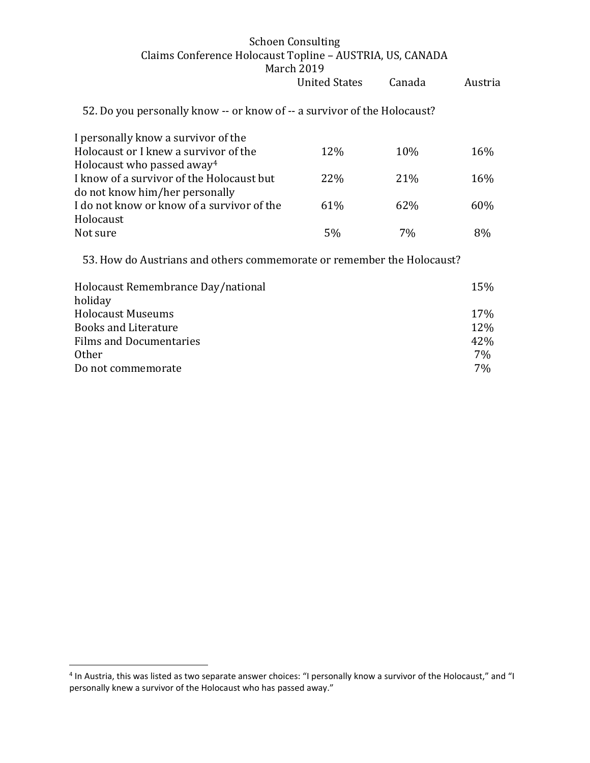Schoen Consulting
Claims Conference Holocaust Topline – AUSTRIA, US, CANADA
March 2019

52. Do you personally know -- or know of -- a survivor of the Holocaust?

| | United States | Canada | Austria |
|---|---|---|---|
| I personally know a survivor of the Holocaust or I knew a survivor of the Holocaust who passed away[4] | 12% | 10% | 16% |
| I know of a survivor of the Holocaust but do not know him/her personally | 22% | 21% | 16% |
| I do not know or know of a survivor of the Holocaust | 61% | 62% | 60% |
| Not sure | 5% | 7% | 8% |

53. How do Austrians and others commemorate or remember the Holocaust?

| | United States | Canada | Austria |
|---|---|---|---|
| Holocaust Remembrance Day/national holiday | | | 15% |
| Holocaust Museums | | | 17% |
| Books and Literature | | | 12% |
| Films and Documentaries | | | 42% |
| Other | | | 7% |
| Do not commemorate | | | 7% |

[4] In Austria, this was listed as two separate answer choices: "I personally know a survivor of the Holocaust," and "I personally knew a survivor of the Holocaust who has passed away."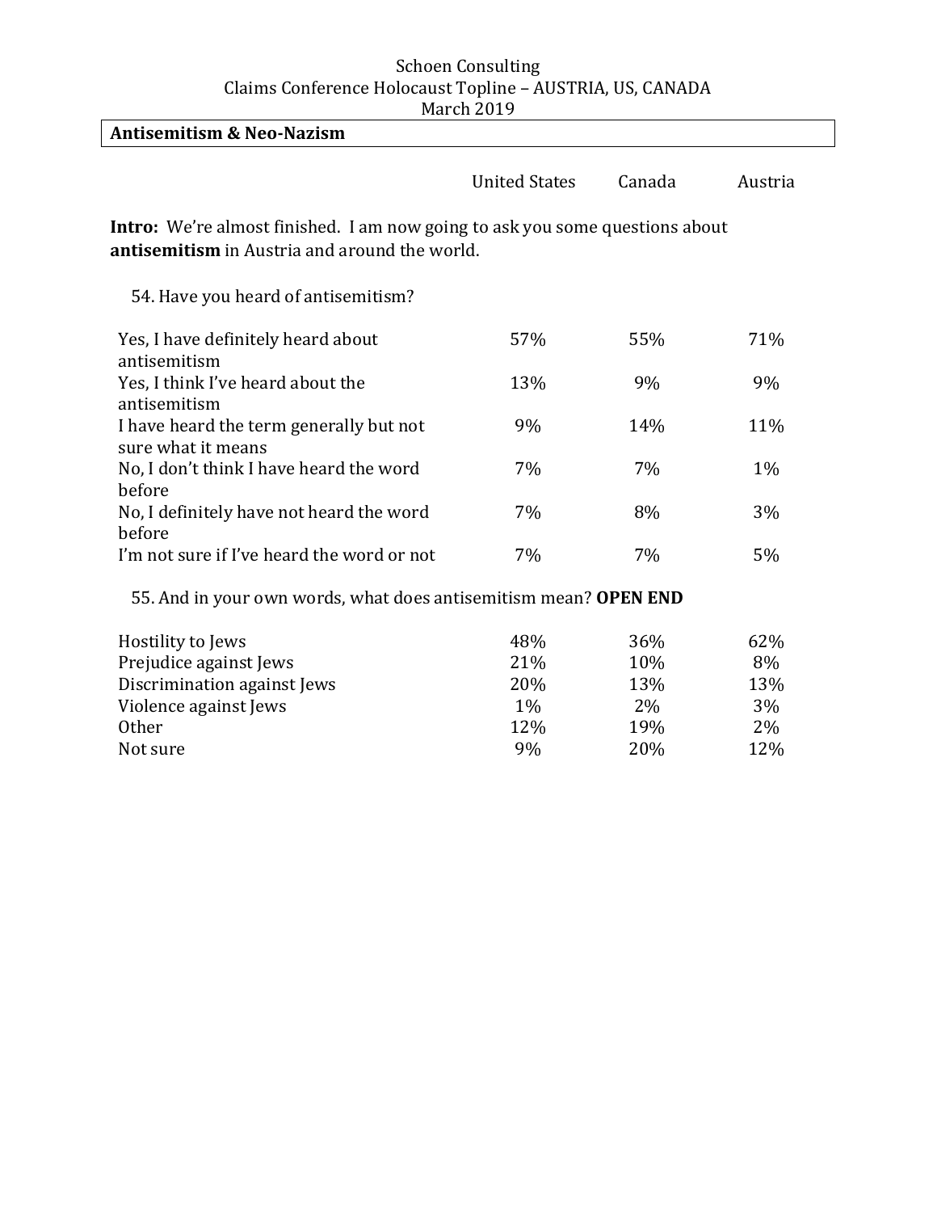Schoen Consulting
Claims Conference Holocaust Topline – AUSTRIA, US, CANADA
March 2019

**Antisemitism & Neo-Nazism**

**Intro:** We're almost finished. I am now going to ask you some questions about **antisemitism** in Austria and around the world.

54. Have you heard of antisemitism?

| | United States | Canada | Austria |
|---|---|---|---|
| Yes, I have definitely heard about antisemitism | 57% | 55% | 71% |
| Yes, I think I've heard about the antisemitism | 13% | 9% | 9% |
| I have heard the term generally but not sure what it means | 9% | 14% | 11% |
| No, I don't think I have heard the word before | 7% | 7% | 1% |
| No, I definitely have not heard the word before | 7% | 8% | 3% |
| I'm not sure if I've heard the word or not | 7% | 7% | 5% |

55. And in your own words, what does antisemitism mean? **OPEN END**

| | United States | Canada | Austria |
|---|---|---|---|
| Hostility to Jews | 48% | 36% | 62% |
| Prejudice against Jews | 21% | 10% | 8% |
| Discrimination against Jews | 20% | 13% | 13% |
| Violence against Jews | 1% | 2% | 3% |
| Other | 12% | 19% | 2% |
| Not sure | 9% | 20% | 12% |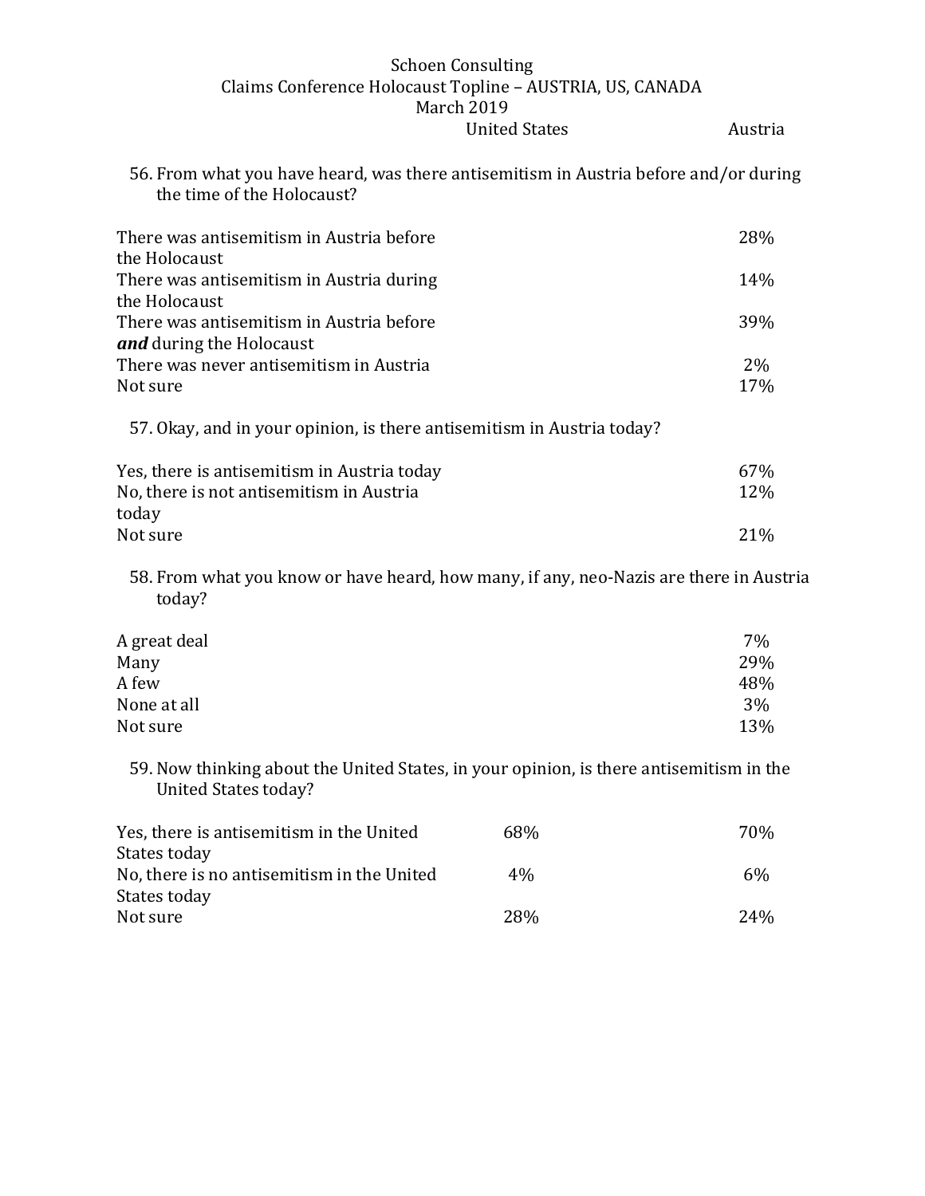Schoen Consulting
Claims Conference Holocaust Topline – AUSTRIA, US, CANADA
March 2019

56. From what you have heard, was there antisemitism in Austria before and/or during the time of the Holocaust?

| | United States | Austria |
|---|---|---|
| There was antisemitism in Austria before the Holocaust | | 28% |
| There was antisemitism in Austria during the Holocaust | | 14% |
| There was antisemitism in Austria before ***and*** during the Holocaust | | 39% |
| There was never antisemitism in Austria | | 2% |
| Not sure | | 17% |

57. Okay, and in your opinion, is there antisemitism in Austria today?

| | United States | Austria |
|---|---|---|
| Yes, there is antisemitism in Austria today | | 67% |
| No, there is not antisemitism in Austria today | | 12% |
| Not sure | | 21% |

58. From what you know or have heard, how many, if any, neo-Nazis are there in Austria today?

| | United States | Austria |
|---|---|---|
| A great deal | | 7% |
| Many | | 29% |
| A few | | 48% |
| None at all | | 3% |
| Not sure | | 13% |

59. Now thinking about the United States, in your opinion, is there antisemitism in the United States today?

| | United States | Austria |
|---|---|---|
| Yes, there is antisemitism in the United States today | 68% | 70% |
| No, there is no antisemitism in the United States today | 4% | 6% |
| Not sure | 28% | 24% |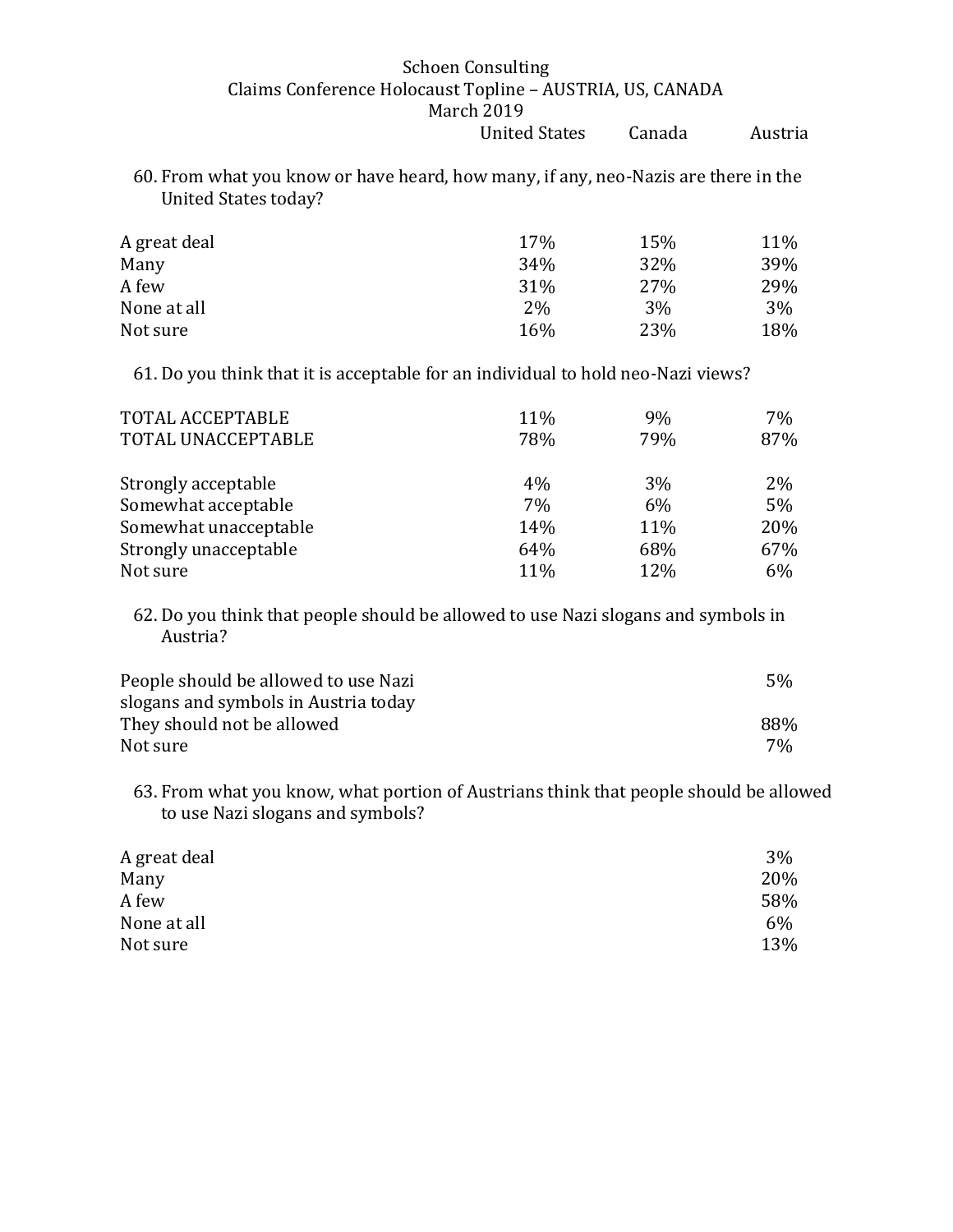Schoen Consulting
Claims Conference Holocaust Topline – AUSTRIA, US, CANADA
March 2019

60. From what you know or have heard, how many, if any, neo-Nazis are there in the United States today?

| | United States | Canada | Austria |
|---|---|---|---|
| A great deal | 17% | 15% | 11% |
| Many | 34% | 32% | 39% |
| A few | 31% | 27% | 29% |
| None at all | 2% | 3% | 3% |
| Not sure | 16% | 23% | 18% |

61. Do you think that it is acceptable for an individual to hold neo-Nazi views?

| | United States | Canada | Austria |
|---|---|---|---|
| TOTAL ACCEPTABLE | 11% | 9% | 7% |
| TOTAL UNACCEPTABLE | 78% | 79% | 87% |
| | | | |
| Strongly acceptable | 4% | 3% | 2% |
| Somewhat acceptable | 7% | 6% | 5% |
| Somewhat unacceptable | 14% | 11% | 20% |
| Strongly unacceptable | 64% | 68% | 67% |
| Not sure | 11% | 12% | 6% |

62. Do you think that people should be allowed to use Nazi slogans and symbols in Austria?

| | United States | Canada | Austria |
|---|---|---|---|
| People should be allowed to use Nazi slogans and symbols in Austria today | | | 5% |
| They should not be allowed | | | 88% |
| Not sure | | | 7% |

63. From what you know, what portion of Austrians think that people should be allowed to use Nazi slogans and symbols?

| | United States | Canada | Austria |
|---|---|---|---|
| A great deal | | | 3% |
| Many | | | 20% |
| A few | | | 58% |
| None at all | | | 6% |
| Not sure | | | 13% |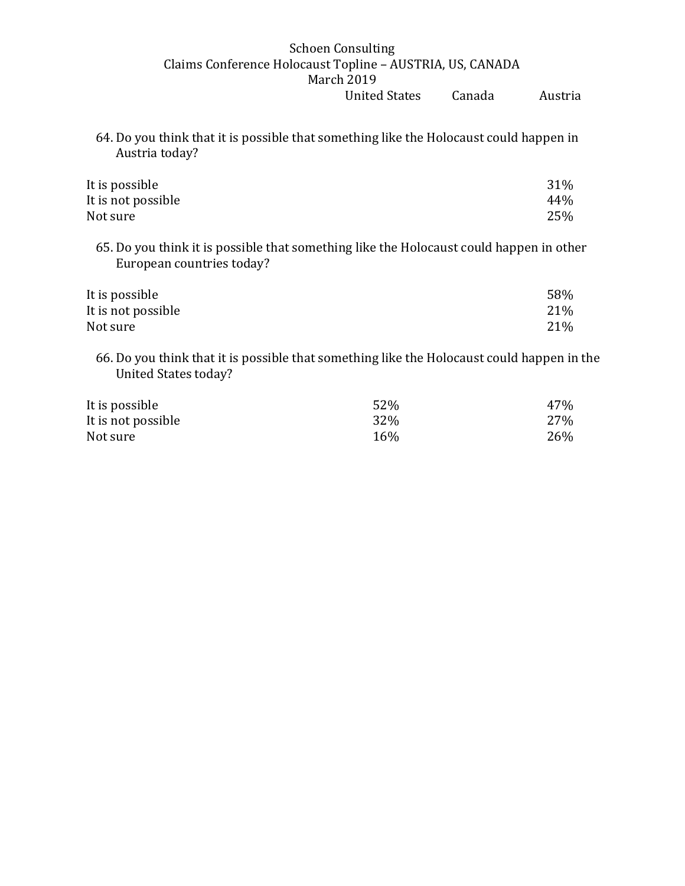64. Do you think that it is possible that something like the Holocaust could happen in Austria today?

| | United States | Canada | Austria |
|---|---|---|---|
| It is possible | | | 31% |
| It is not possible | | | 44% |
| Not sure | | | 25% |

65. Do you think it is possible that something like the Holocaust could happen in other European countries today?

| | United States | Canada | Austria |
|---|---|---|---|
| It is possible | | | 58% |
| It is not possible | | | 21% |
| Not sure | | | 21% |

66. Do you think that it is possible that something like the Holocaust could happen in the United States today?

| | United States | Canada | Austria |
|---|---|---|---|
| It is possible | 52% | | 47% |
| It is not possible | 32% | | 27% |
| Not sure | 16% | | 26% |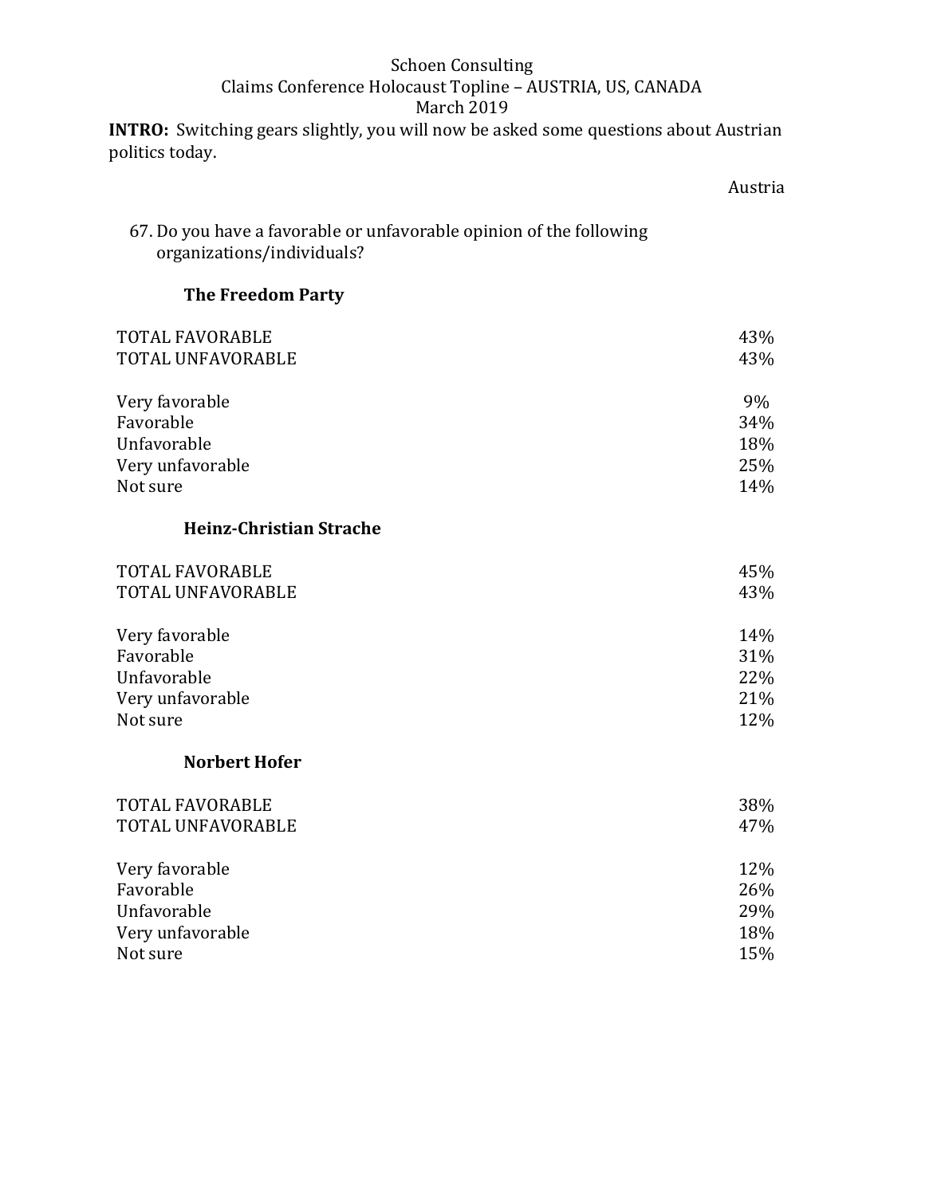Schoen Consulting
Claims Conference Holocaust Topline – AUSTRIA, US, CANADA
March 2019

**INTRO:** Switching gears slightly, you will now be asked some questions about Austrian politics today.

67. Do you have a favorable or unfavorable opinion of the following organizations/individuals?

**The Freedom Party**

| | Austria |
|---|---|
| TOTAL FAVORABLE | 43% |
| TOTAL UNFAVORABLE | 43% |
| | |
| Very favorable | 9% |
| Favorable | 34% |
| Unfavorable | 18% |
| Very unfavorable | 25% |
| Not sure | 14% |

**Heinz-Christian Strache**

| | Austria |
|---|---|
| TOTAL FAVORABLE | 45% |
| TOTAL UNFAVORABLE | 43% |
| | |
| Very favorable | 14% |
| Favorable | 31% |
| Unfavorable | 22% |
| Very unfavorable | 21% |
| Not sure | 12% |

**Norbert Hofer**

| | Austria |
|---|---|
| TOTAL FAVORABLE | 38% |
| TOTAL UNFAVORABLE | 47% |
| | |
| Very favorable | 12% |
| Favorable | 26% |
| Unfavorable | 29% |
| Very unfavorable | 18% |
| Not sure | 15% |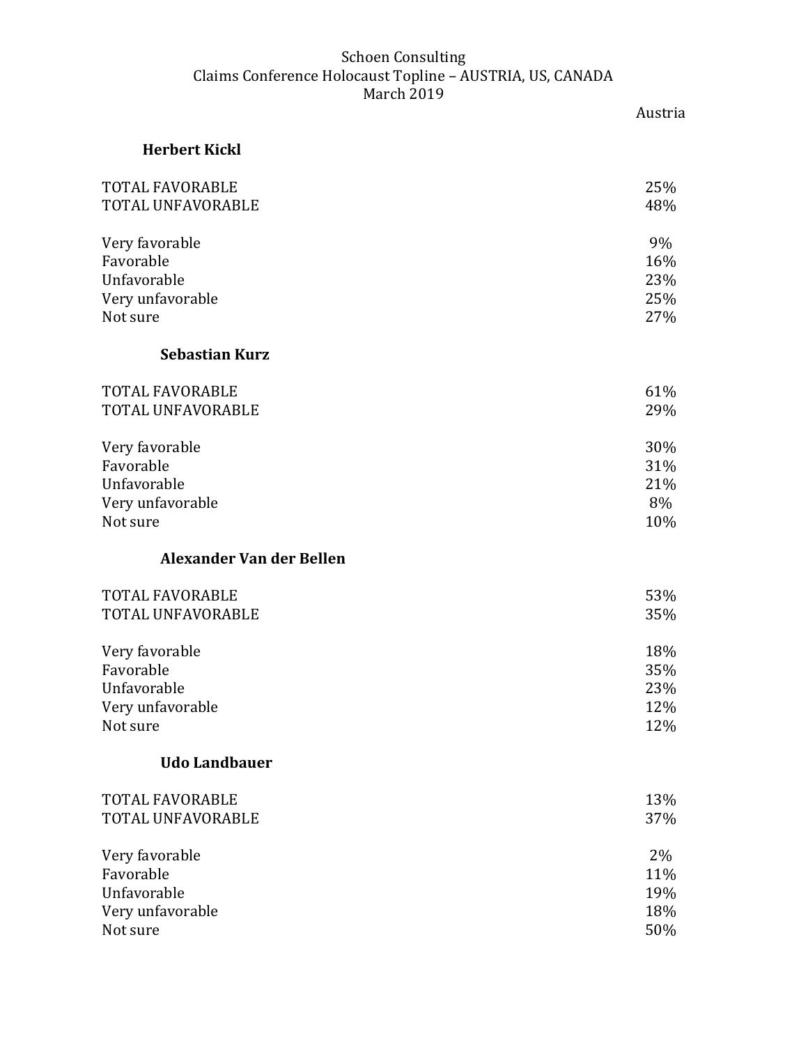Schoen Consulting
Claims Conference Holocaust Topline – AUSTRIA, US, CANADA
March 2019

### Herbert Kickl

| | Austria |
|---|---|
| TOTAL FAVORABLE | 25% |
| TOTAL UNFAVORABLE | 48% |
| | |
| Very favorable | 9% |
| Favorable | 16% |
| Unfavorable | 23% |
| Very unfavorable | 25% |
| Not sure | 27% |

### Sebastian Kurz

| | Austria |
|---|---|
| TOTAL FAVORABLE | 61% |
| TOTAL UNFAVORABLE | 29% |
| | |
| Very favorable | 30% |
| Favorable | 31% |
| Unfavorable | 21% |
| Very unfavorable | 8% |
| Not sure | 10% |

### Alexander Van der Bellen

| | Austria |
|---|---|
| TOTAL FAVORABLE | 53% |
| TOTAL UNFAVORABLE | 35% |
| | |
| Very favorable | 18% |
| Favorable | 35% |
| Unfavorable | 23% |
| Very unfavorable | 12% |
| Not sure | 12% |

### Udo Landbauer

| | Austria |
|---|---|
| TOTAL FAVORABLE | 13% |
| TOTAL UNFAVORABLE | 37% |
| | |
| Very favorable | 2% |
| Favorable | 11% |
| Unfavorable | 19% |
| Very unfavorable | 18% |
| Not sure | 50% |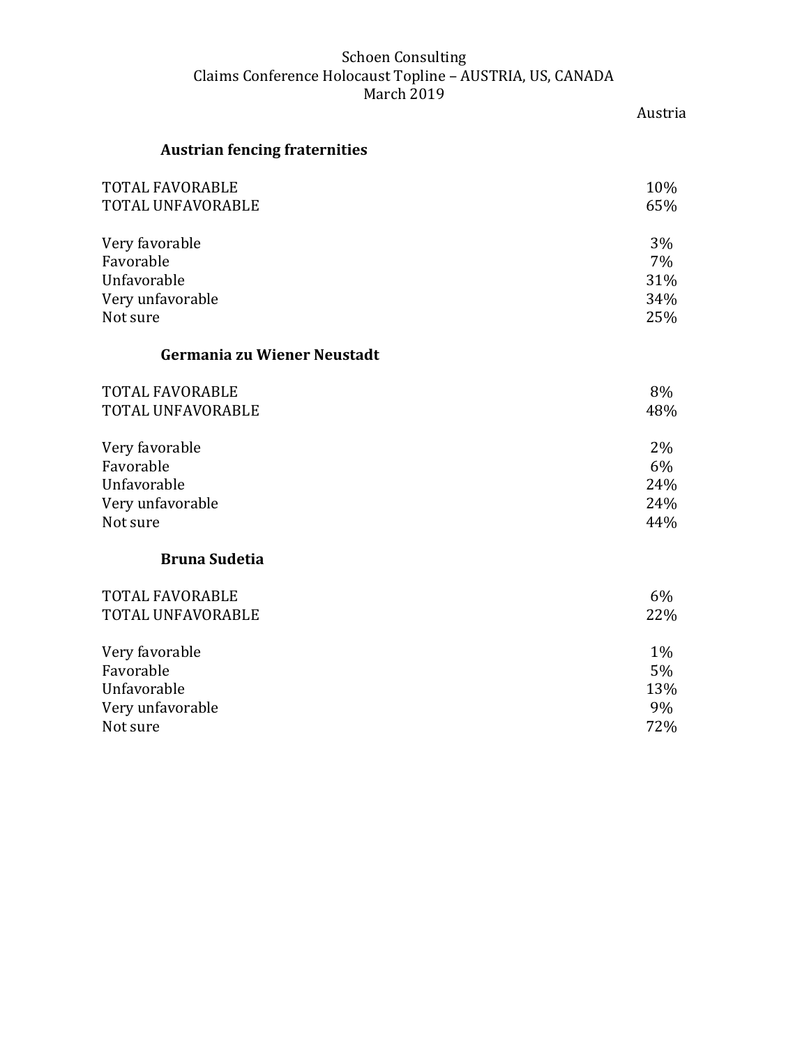Schoen Consulting
Claims Conference Holocaust Topline – AUSTRIA, US, CANADA
March 2019

### Austrian fencing fraternities

| | Austria |
|---|---|
| TOTAL FAVORABLE | 10% |
| TOTAL UNFAVORABLE | 65% |
| | |
| Very favorable | 3% |
| Favorable | 7% |
| Unfavorable | 31% |
| Very unfavorable | 34% |
| Not sure | 25% |

### Germania zu Wiener Neustadt

| | Austria |
|---|---|
| TOTAL FAVORABLE | 8% |
| TOTAL UNFAVORABLE | 48% |
| | |
| Very favorable | 2% |
| Favorable | 6% |
| Unfavorable | 24% |
| Very unfavorable | 24% |
| Not sure | 44% |

### Bruna Sudetia

| | Austria |
|---|---|
| TOTAL FAVORABLE | 6% |
| TOTAL UNFAVORABLE | 22% |
| | |
| Very favorable | 1% |
| Favorable | 5% |
| Unfavorable | 13% |
| Very unfavorable | 9% |
| Not sure | 72% |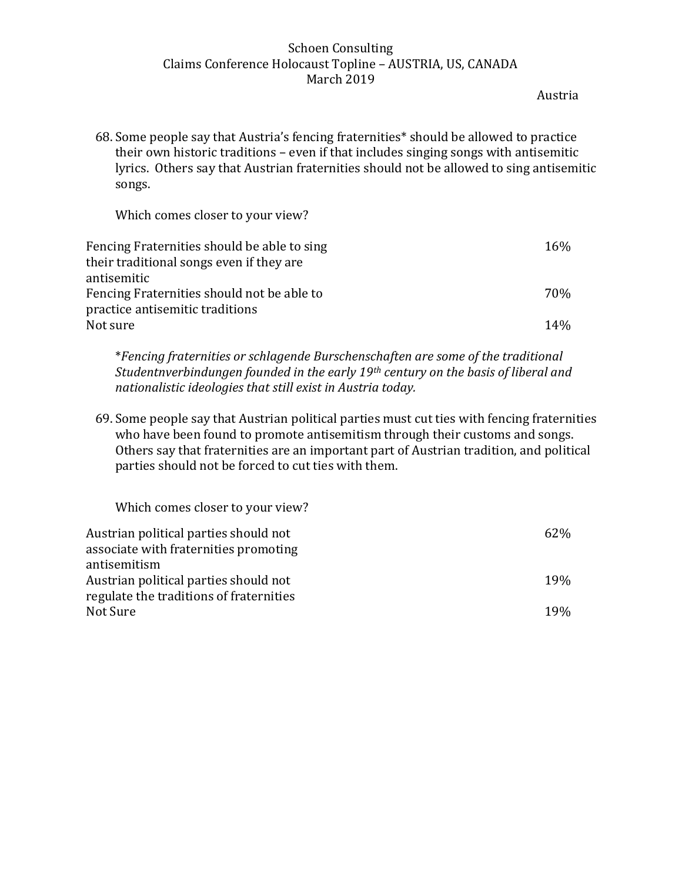Austria

68. Some people say that Austria's fencing fraternities* should be allowed to practice their own historic traditions – even if that includes singing songs with antisemitic lyrics. Others say that Austrian fraternities should not be allowed to sing antisemitic songs.

    Which comes closer to your view?

| | |
|---|---|
| Fencing Fraternities should be able to sing their traditional songs even if they are antisemitic | 16% |
| Fencing Fraternities should not be able to practice antisemitic traditions | 70% |
| Not sure | 14% |

*\*Fencing fraternities or schlagende Burschenschaften are some of the traditional Studentnverbindungen founded in the early 19th century on the basis of liberal and nationalistic ideologies that still exist in Austria today.*

69. Some people say that Austrian political parties must cut ties with fencing fraternities who have been found to promote antisemitism through their customs and songs. Others say that fraternities are an important part of Austrian tradition, and political parties should not be forced to cut ties with them.

    Which comes closer to your view?

| | |
|---|---|
| Austrian political parties should not associate with fraternities promoting antisemitism | 62% |
| Austrian political parties should not regulate the traditions of fraternities | 19% |
| Not Sure | 19% |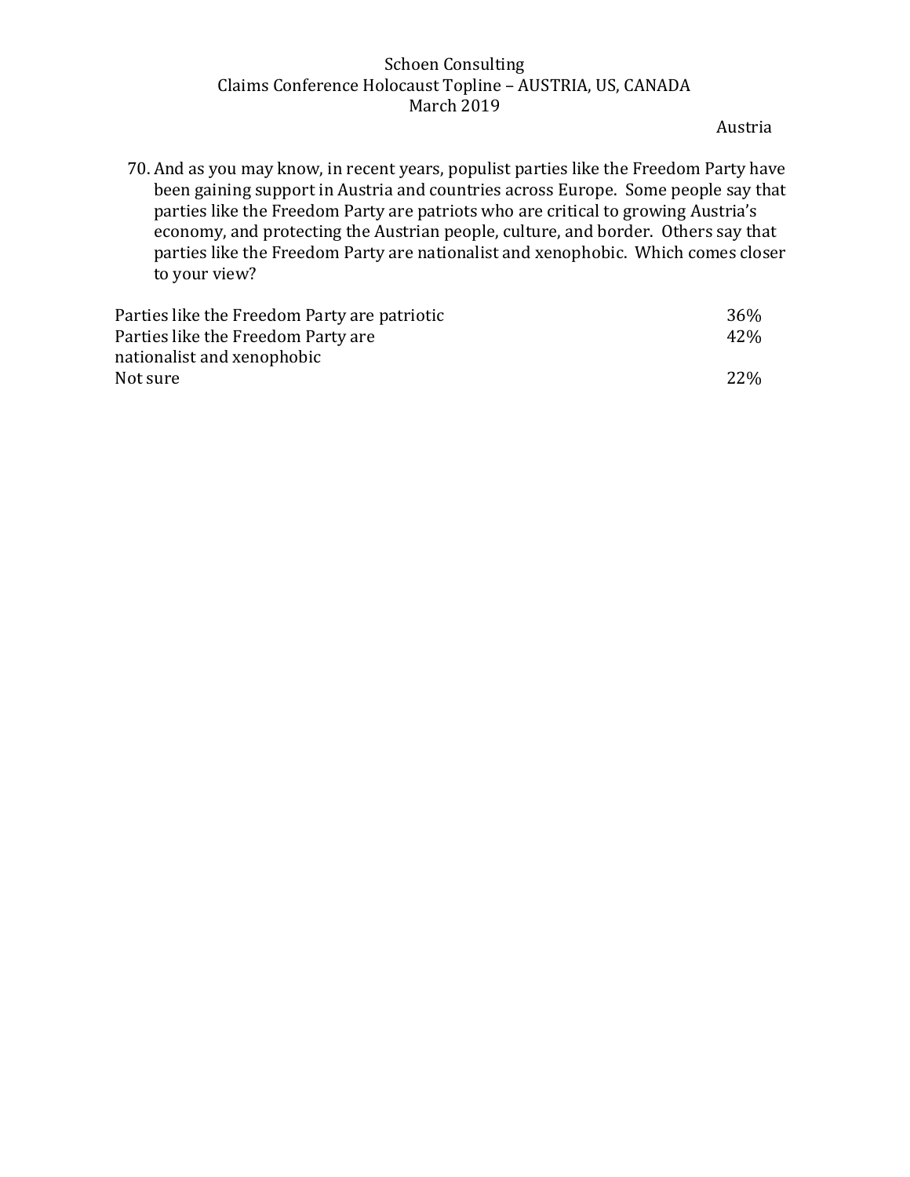Schoen Consulting
Claims Conference Holocaust Topline – AUSTRIA, US, CANADA
March 2019

Austria

70. And as you may know, in recent years, populist parties like the Freedom Party have been gaining support in Austria and countries across Europe. Some people say that parties like the Freedom Party are patriots who are critical to growing Austria's economy, and protecting the Austrian people, culture, and border. Others say that parties like the Freedom Party are nationalist and xenophobic. Which comes closer to your view?

| | |
|---|---|
| Parties like the Freedom Party are patriotic | 36% |
| Parties like the Freedom Party are nationalist and xenophobic | 42% |
| Not sure | 22% |